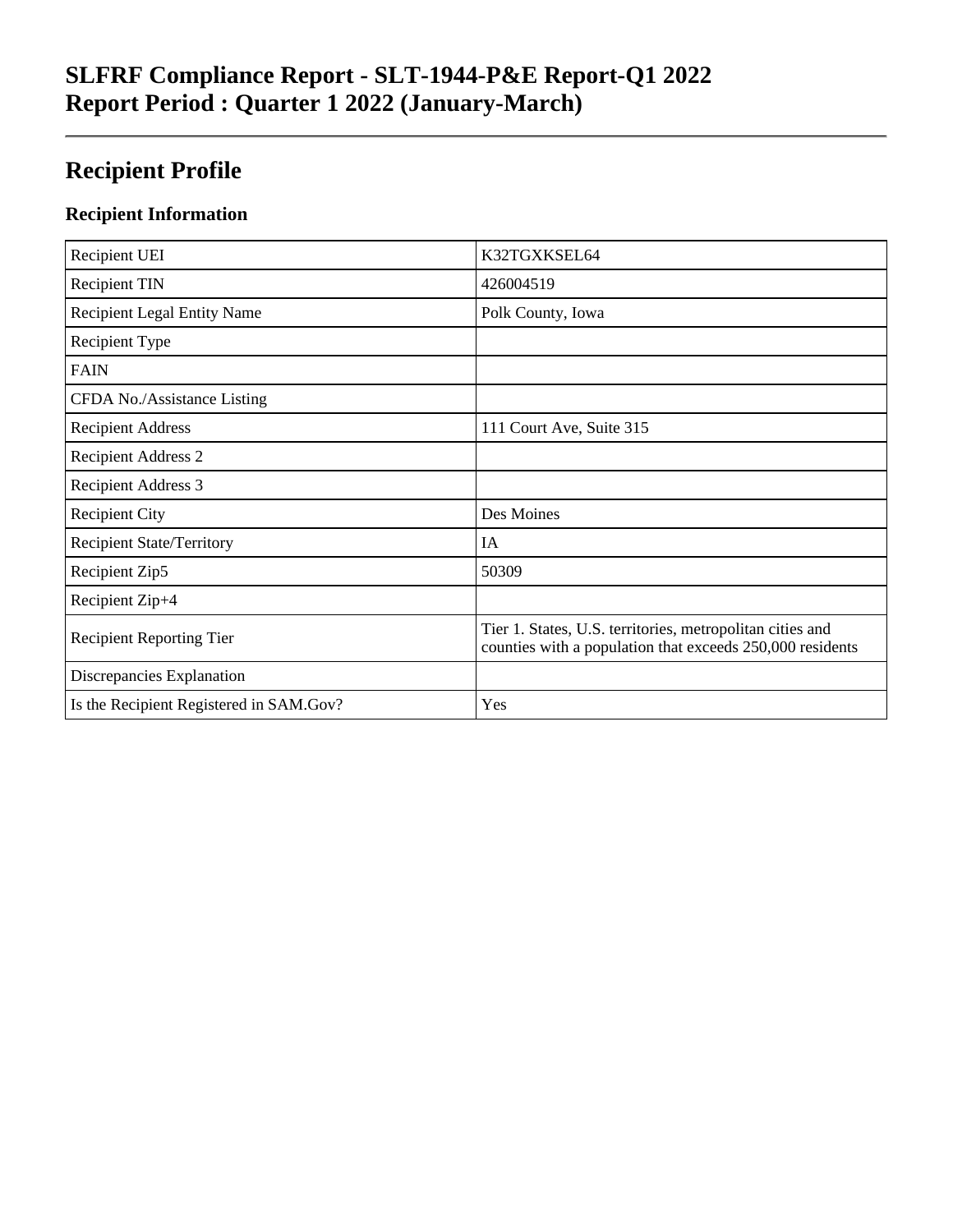# SLFRF Compliance Report - SLT-1944-P&E Report-Q1 2022
# Report Period : Quarter 1 2022 (January-March)

---

## Recipient Profile

### Recipient Information

| | |
|---|---|
| Recipient UEI | K32TGXKSEL64 |
| Recipient TIN | 426004519 |
| Recipient Legal Entity Name | Polk County, Iowa |
| Recipient Type | |
| FAIN | |
| CFDA No./Assistance Listing | |
| Recipient Address | 111 Court Ave, Suite 315 |
| Recipient Address 2 | |
| Recipient Address 3 | |
| Recipient City | Des Moines |
| Recipient State/Territory | IA |
| Recipient Zip5 | 50309 |
| Recipient Zip+4 | |
| Recipient Reporting Tier | Tier 1. States, U.S. territories, metropolitan cities and counties with a population that exceeds 250,000 residents |
| Discrepancies Explanation | |
| Is the Recipient Registered in SAM.Gov? | Yes |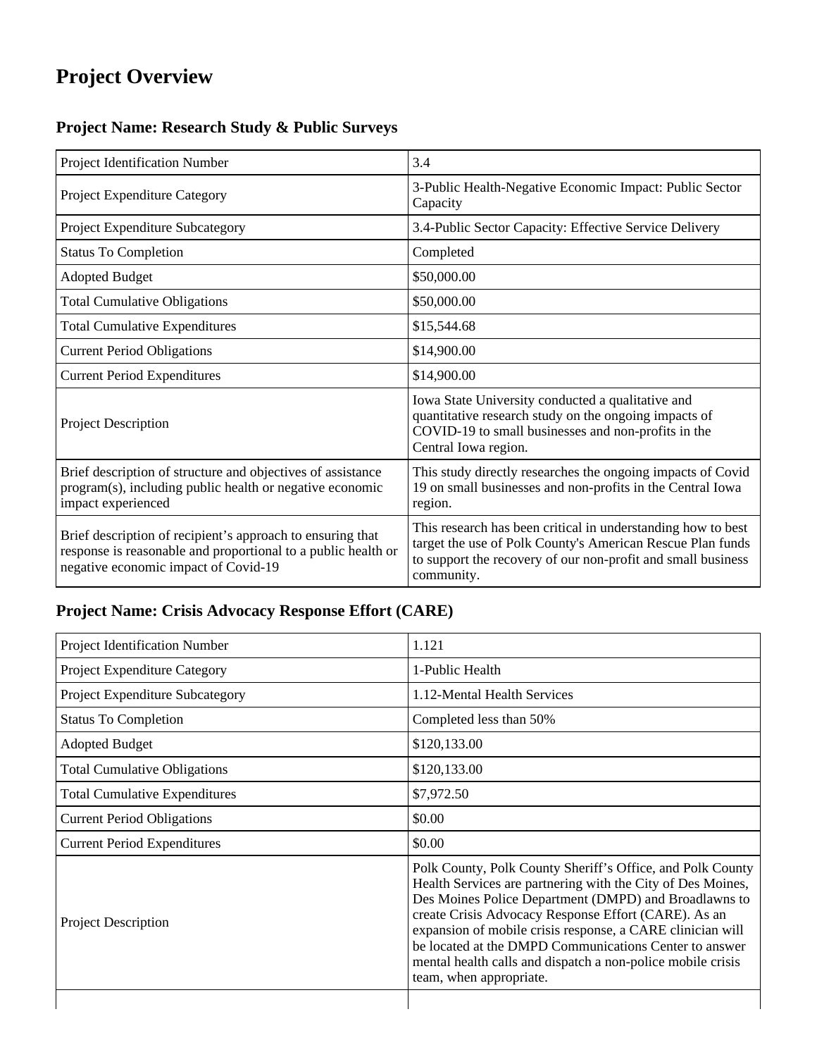# Project Overview

## Project Name: Research Study & Public Surveys

| | |
|---|---|
| Project Identification Number | 3.4 |
| Project Expenditure Category | 3-Public Health-Negative Economic Impact: Public Sector Capacity |
| Project Expenditure Subcategory | 3.4-Public Sector Capacity: Effective Service Delivery |
| Status To Completion | Completed |
| Adopted Budget | $50,000.00 |
| Total Cumulative Obligations | $50,000.00 |
| Total Cumulative Expenditures | $15,544.68 |
| Current Period Obligations | $14,900.00 |
| Current Period Expenditures | $14,900.00 |
| Project Description | Iowa State University conducted a qualitative and quantitative research study on the ongoing impacts of COVID-19 to small businesses and non-profits in the Central Iowa region. |
| Brief description of structure and objectives of assistance program(s), including public health or negative economic impact experienced | This study directly researches the ongoing impacts of Covid 19 on small businesses and non-profits in the Central Iowa region. |
| Brief description of recipient's approach to ensuring that response is reasonable and proportional to a public health or negative economic impact of Covid-19 | This research has been critical in understanding how to best target the use of Polk County's American Rescue Plan funds to support the recovery of our non-profit and small business community. |

## Project Name: Crisis Advocacy Response Effort (CARE)

| | |
|---|---|
| Project Identification Number | 1.121 |
| Project Expenditure Category | 1-Public Health |
| Project Expenditure Subcategory | 1.12-Mental Health Services |
| Status To Completion | Completed less than 50% |
| Adopted Budget | $120,133.00 |
| Total Cumulative Obligations | $120,133.00 |
| Total Cumulative Expenditures | $7,972.50 |
| Current Period Obligations | $0.00 |
| Current Period Expenditures | $0.00 |
| Project Description | Polk County, Polk County Sheriff's Office, and Polk County Health Services are partnering with the City of Des Moines, Des Moines Police Department (DMPD) and Broadlawns to create Crisis Advocacy Response Effort (CARE). As an expansion of mobile crisis response, a CARE clinician will be located at the DMPD Communications Center to answer mental health calls and dispatch a non-police mobile crisis team, when appropriate. |
| | |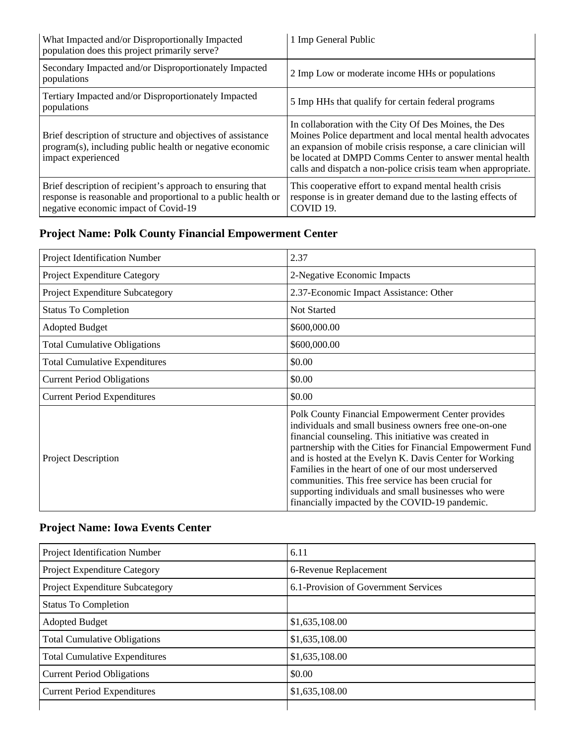| | |
|---|---|
| What Impacted and/or Disproportionally Impacted population does this project primarily serve? | 1 Imp General Public |
| Secondary Impacted and/or Disproportionately Impacted populations | 2 Imp Low or moderate income HHs or populations |
| Tertiary Impacted and/or Disproportionately Impacted populations | 5 Imp HHs that qualify for certain federal programs |
| Brief description of structure and objectives of assistance program(s), including public health or negative economic impact experienced | In collaboration with the City Of Des Moines, the Des Moines Police department and local mental health advocates an expansion of mobile crisis response, a care clinician will be located at DMPD Comms Center to answer mental health calls and dispatch a non-police crisis team when appropriate. |
| Brief description of recipient's approach to ensuring that response is reasonable and proportional to a public health or negative economic impact of Covid-19 | This cooperative effort to expand mental health crisis response is in greater demand due to the lasting effects of COVID 19. |

## Project Name: Polk County Financial Empowerment Center

| | |
|---|---|
| Project Identification Number | 2.37 |
| Project Expenditure Category | 2-Negative Economic Impacts |
| Project Expenditure Subcategory | 2.37-Economic Impact Assistance: Other |
| Status To Completion | Not Started |
| Adopted Budget | $600,000.00 |
| Total Cumulative Obligations | $600,000.00 |
| Total Cumulative Expenditures | $0.00 |
| Current Period Obligations | $0.00 |
| Current Period Expenditures | $0.00 |
| Project Description | Polk County Financial Empowerment Center provides individuals and small business owners free one-on-one financial counseling. This initiative was created in partnership with the Cities for Financial Empowerment Fund and is hosted at the Evelyn K. Davis Center for Working Families in the heart of one of our most underserved communities. This free service has been crucial for supporting individuals and small businesses who were financially impacted by the COVID-19 pandemic. |

## Project Name: Iowa Events Center

| | |
|---|---|
| Project Identification Number | 6.11 |
| Project Expenditure Category | 6-Revenue Replacement |
| Project Expenditure Subcategory | 6.1-Provision of Government Services |
| Status To Completion | |
| Adopted Budget | $1,635,108.00 |
| Total Cumulative Obligations | $1,635,108.00 |
| Total Cumulative Expenditures | $1,635,108.00 |
| Current Period Obligations | $0.00 |
| Current Period Expenditures | $1,635,108.00 |
| | |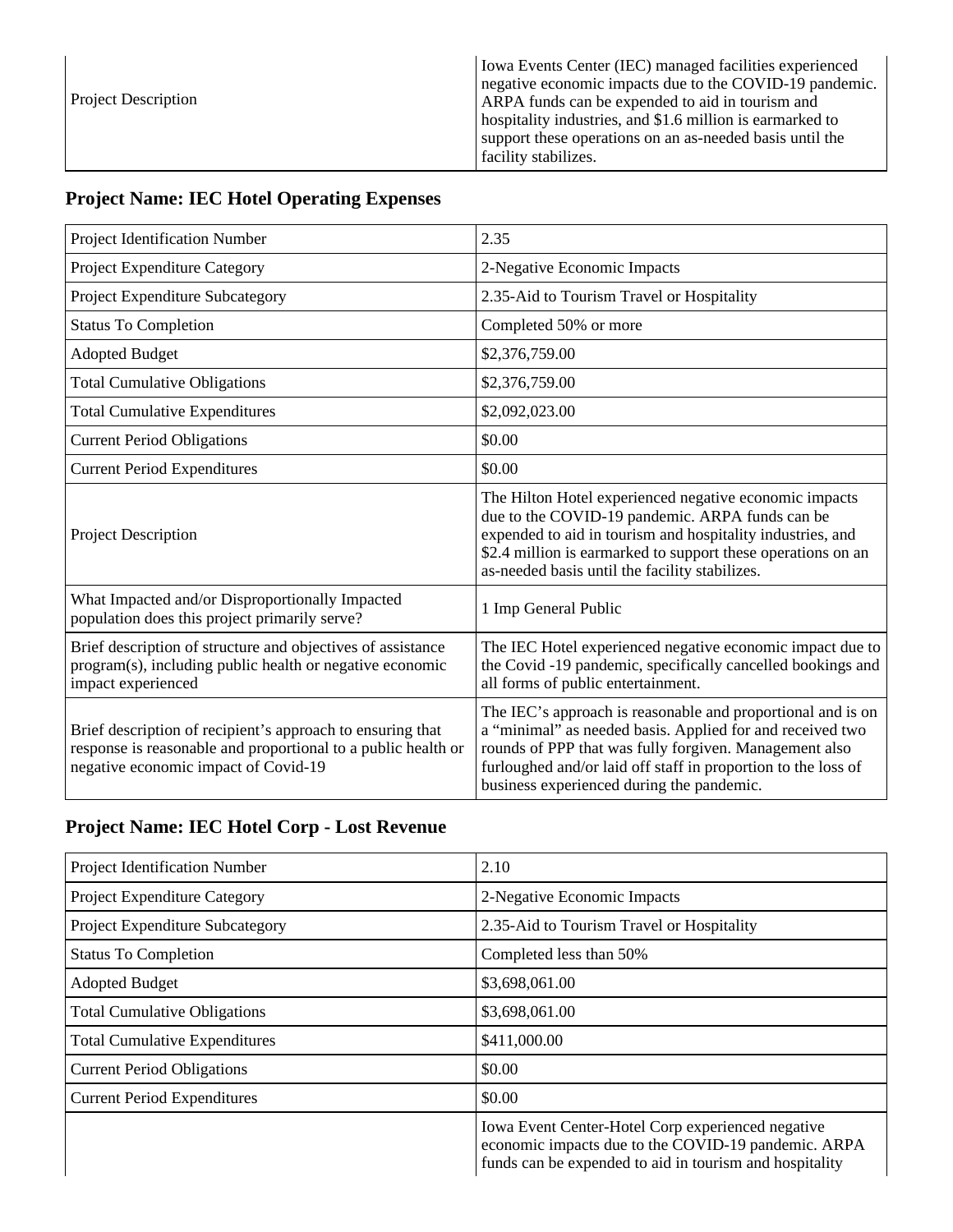| Project Description | Iowa Events Center (IEC) managed facilities experienced negative economic impacts due to the COVID-19 pandemic. ARPA funds can be expended to aid in tourism and hospitality industries, and $1.6 million is earmarked to support these operations on an as-needed basis until the facility stabilizes. |
|---|---|

## Project Name: IEC Hotel Operating Expenses

| | |
|---|---|
| Project Identification Number | 2.35 |
| Project Expenditure Category | 2-Negative Economic Impacts |
| Project Expenditure Subcategory | 2.35-Aid to Tourism Travel or Hospitality |
| Status To Completion | Completed 50% or more |
| Adopted Budget | $2,376,759.00 |
| Total Cumulative Obligations | $2,376,759.00 |
| Total Cumulative Expenditures | $2,092,023.00 |
| Current Period Obligations | $0.00 |
| Current Period Expenditures | $0.00 |
| Project Description | The Hilton Hotel experienced negative economic impacts due to the COVID-19 pandemic. ARPA funds can be expended to aid in tourism and hospitality industries, and $2.4 million is earmarked to support these operations on an as-needed basis until the facility stabilizes. |
| What Impacted and/or Disproportionally Impacted population does this project primarily serve? | 1 Imp General Public |
| Brief description of structure and objectives of assistance program(s), including public health or negative economic impact experienced | The IEC Hotel experienced negative economic impact due to the Covid -19 pandemic, specifically cancelled bookings and all forms of public entertainment. |
| Brief description of recipient's approach to ensuring that response is reasonable and proportional to a public health or negative economic impact of Covid-19 | The IEC's approach is reasonable and proportional and is on a "minimal" as needed basis. Applied for and received two rounds of PPP that was fully forgiven. Management also furloughed and/or laid off staff in proportion to the loss of business experienced during the pandemic. |

## Project Name: IEC Hotel Corp - Lost Revenue

| | |
|---|---|
| Project Identification Number | 2.10 |
| Project Expenditure Category | 2-Negative Economic Impacts |
| Project Expenditure Subcategory | 2.35-Aid to Tourism Travel or Hospitality |
| Status To Completion | Completed less than 50% |
| Adopted Budget | $3,698,061.00 |
| Total Cumulative Obligations | $3,698,061.00 |
| Total Cumulative Expenditures | $411,000.00 |
| Current Period Obligations | $0.00 |
| Current Period Expenditures | $0.00 |
| | Iowa Event Center-Hotel Corp experienced negative economic impacts due to the COVID-19 pandemic. ARPA funds can be expended to aid in tourism and hospitality |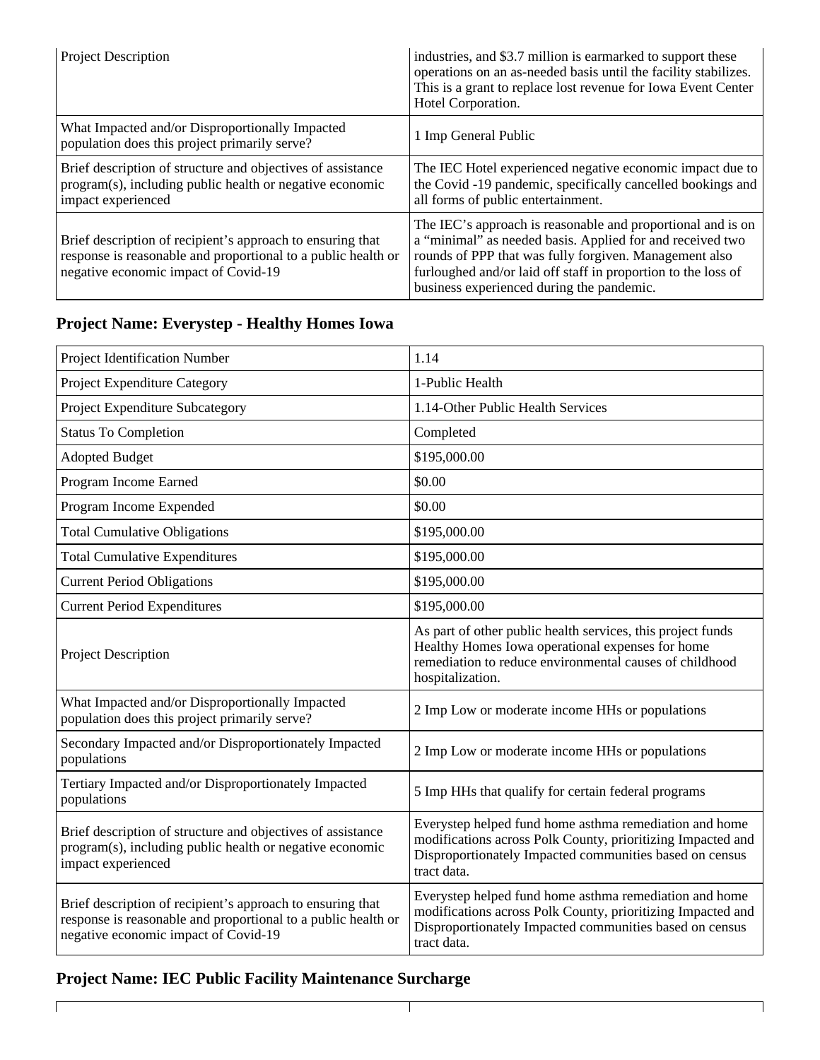| | |
|---|---|
| Project Description | industries, and \$3.7 million is earmarked to support these operations on an as-needed basis until the facility stabilizes. This is a grant to replace lost revenue for Iowa Event Center Hotel Corporation. |
| What Impacted and/or Disproportionally Impacted population does this project primarily serve? | 1 Imp General Public |
| Brief description of structure and objectives of assistance program(s), including public health or negative economic impact experienced | The IEC Hotel experienced negative economic impact due to the Covid -19 pandemic, specifically cancelled bookings and all forms of public entertainment. |
| Brief description of recipient's approach to ensuring that response is reasonable and proportional to a public health or negative economic impact of Covid-19 | The IEC's approach is reasonable and proportional and is on a "minimal" as needed basis. Applied for and received two rounds of PPP that was fully forgiven. Management also furloughed and/or laid off staff in proportion to the loss of business experienced during the pandemic. |

## Project Name: Everystep - Healthy Homes Iowa

| | |
|---|---|
| Project Identification Number | 1.14 |
| Project Expenditure Category | 1-Public Health |
| Project Expenditure Subcategory | 1.14-Other Public Health Services |
| Status To Completion | Completed |
| Adopted Budget | \$195,000.00 |
| Program Income Earned | \$0.00 |
| Program Income Expended | \$0.00 |
| Total Cumulative Obligations | \$195,000.00 |
| Total Cumulative Expenditures | \$195,000.00 |
| Current Period Obligations | \$195,000.00 |
| Current Period Expenditures | \$195,000.00 |
| Project Description | As part of other public health services, this project funds Healthy Homes Iowa operational expenses for home remediation to reduce environmental causes of childhood hospitalization. |
| What Impacted and/or Disproportionally Impacted population does this project primarily serve? | 2 Imp Low or moderate income HHs or populations |
| Secondary Impacted and/or Disproportionately Impacted populations | 2 Imp Low or moderate income HHs or populations |
| Tertiary Impacted and/or Disproportionately Impacted populations | 5 Imp HHs that qualify for certain federal programs |
| Brief description of structure and objectives of assistance program(s), including public health or negative economic impact experienced | Everystep helped fund home asthma remediation and home modifications across Polk County, prioritizing Impacted and Disproportionately Impacted communities based on census tract data. |
| Brief description of recipient's approach to ensuring that response is reasonable and proportional to a public health or negative economic impact of Covid-19 | Everystep helped fund home asthma remediation and home modifications across Polk County, prioritizing Impacted and Disproportionately Impacted communities based on census tract data. |

## Project Name: IEC Public Facility Maintenance Surcharge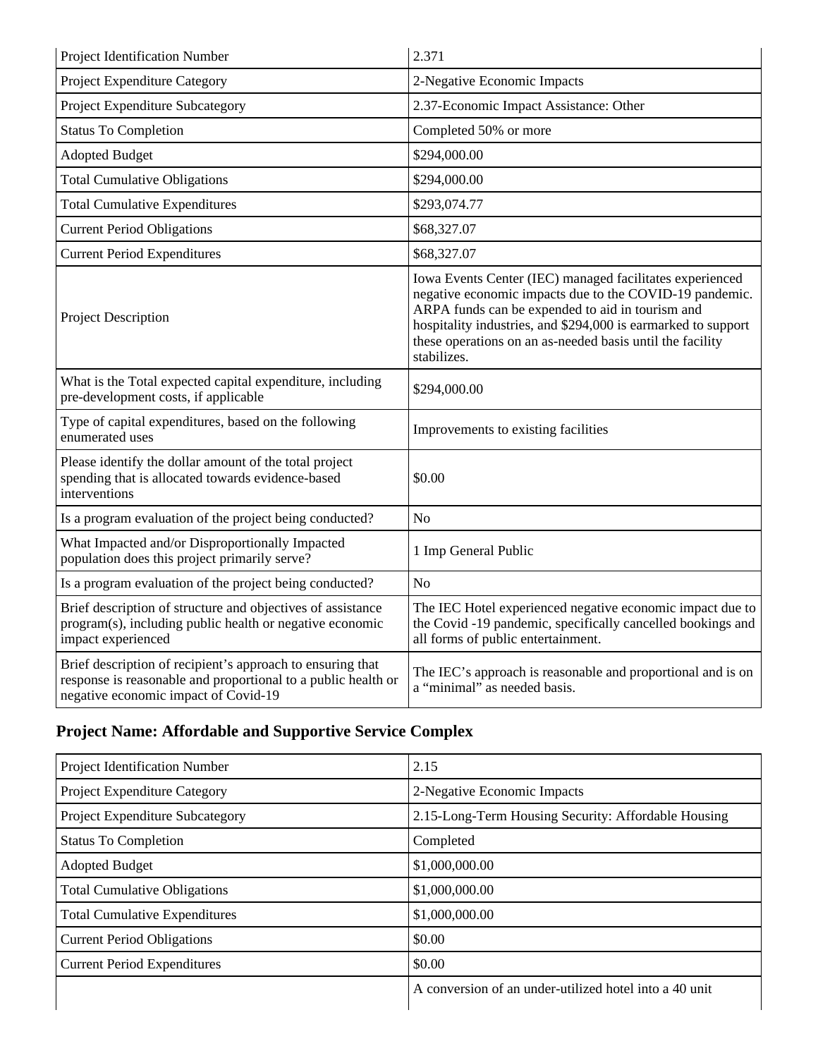| Project Identification Number | 2.371 |
|---|---|
| Project Expenditure Category | 2-Negative Economic Impacts |
| Project Expenditure Subcategory | 2.37-Economic Impact Assistance: Other |
| Status To Completion | Completed 50% or more |
| Adopted Budget | $294,000.00 |
| Total Cumulative Obligations | $294,000.00 |
| Total Cumulative Expenditures | $293,074.77 |
| Current Period Obligations | $68,327.07 |
| Current Period Expenditures | $68,327.07 |
| Project Description | Iowa Events Center (IEC) managed facilitates experienced negative economic impacts due to the COVID-19 pandemic. ARPA funds can be expended to aid in tourism and hospitality industries, and $294,000 is earmarked to support these operations on an as-needed basis until the facility stabilizes. |
| What is the Total expected capital expenditure, including pre-development costs, if applicable | $294,000.00 |
| Type of capital expenditures, based on the following enumerated uses | Improvements to existing facilities |
| Please identify the dollar amount of the total project spending that is allocated towards evidence-based interventions | $0.00 |
| Is a program evaluation of the project being conducted? | No |
| What Impacted and/or Disproportionally Impacted population does this project primarily serve? | 1 Imp General Public |
| Is a program evaluation of the project being conducted? | No |
| Brief description of structure and objectives of assistance program(s), including public health or negative economic impact experienced | The IEC Hotel experienced negative economic impact due to the Covid -19 pandemic, specifically cancelled bookings and all forms of public entertainment. |
| Brief description of recipient's approach to ensuring that response is reasonable and proportional to a public health or negative economic impact of Covid-19 | The IEC's approach is reasonable and proportional and is on a "minimal" as needed basis. |

## Project Name: Affordable and Supportive Service Complex

| Project Identification Number | 2.15 |
|---|---|
| Project Expenditure Category | 2-Negative Economic Impacts |
| Project Expenditure Subcategory | 2.15-Long-Term Housing Security: Affordable Housing |
| Status To Completion | Completed |
| Adopted Budget | $1,000,000.00 |
| Total Cumulative Obligations | $1,000,000.00 |
| Total Cumulative Expenditures | $1,000,000.00 |
| Current Period Obligations | $0.00 |
| Current Period Expenditures | $0.00 |
| | A conversion of an under-utilized hotel into a 40 unit |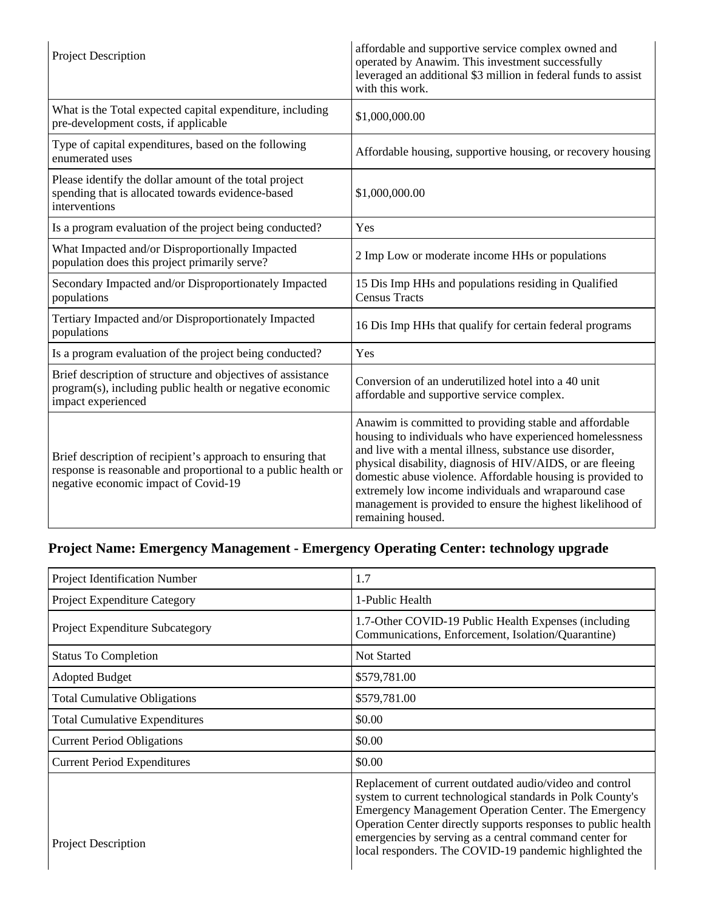| | |
|---|---|
| Project Description | affordable and supportive service complex owned and operated by Anawim. This investment successfully leveraged an additional $3 million in federal funds to assist with this work. |
| What is the Total expected capital expenditure, including pre-development costs, if applicable | $1,000,000.00 |
| Type of capital expenditures, based on the following enumerated uses | Affordable housing, supportive housing, or recovery housing |
| Please identify the dollar amount of the total project spending that is allocated towards evidence-based interventions | $1,000,000.00 |
| Is a program evaluation of the project being conducted? | Yes |
| What Impacted and/or Disproportionally Impacted population does this project primarily serve? | 2 Imp Low or moderate income HHs or populations |
| Secondary Impacted and/or Disproportionately Impacted populations | 15 Dis Imp HHs and populations residing in Qualified Census Tracts |
| Tertiary Impacted and/or Disproportionately Impacted populations | 16 Dis Imp HHs that qualify for certain federal programs |
| Is a program evaluation of the project being conducted? | Yes |
| Brief description of structure and objectives of assistance program(s), including public health or negative economic impact experienced | Conversion of an underutilized hotel into a 40 unit affordable and supportive service complex. |
| Brief description of recipient's approach to ensuring that response is reasonable and proportional to a public health or negative economic impact of Covid-19 | Anawim is committed to providing stable and affordable housing to individuals who have experienced homelessness and live with a mental illness, substance use disorder, physical disability, diagnosis of HIV/AIDS, or are fleeing domestic abuse violence. Affordable housing is provided to extremely low income individuals and wraparound case management is provided to ensure the highest likelihood of remaining housed. |

## Project Name: Emergency Management - Emergency Operating Center: technology upgrade

| | |
|---|---|
| Project Identification Number | 1.7 |
| Project Expenditure Category | 1-Public Health |
| Project Expenditure Subcategory | 1.7-Other COVID-19 Public Health Expenses (including Communications, Enforcement, Isolation/Quarantine) |
| Status To Completion | Not Started |
| Adopted Budget | $579,781.00 |
| Total Cumulative Obligations | $579,781.00 |
| Total Cumulative Expenditures | $0.00 |
| Current Period Obligations | $0.00 |
| Current Period Expenditures | $0.00 |
| Project Description | Replacement of current outdated audio/video and control system to current technological standards in Polk County's Emergency Management Operation Center. The Emergency Operation Center directly supports responses to public health emergencies by serving as a central command center for local responders. The COVID-19 pandemic highlighted the |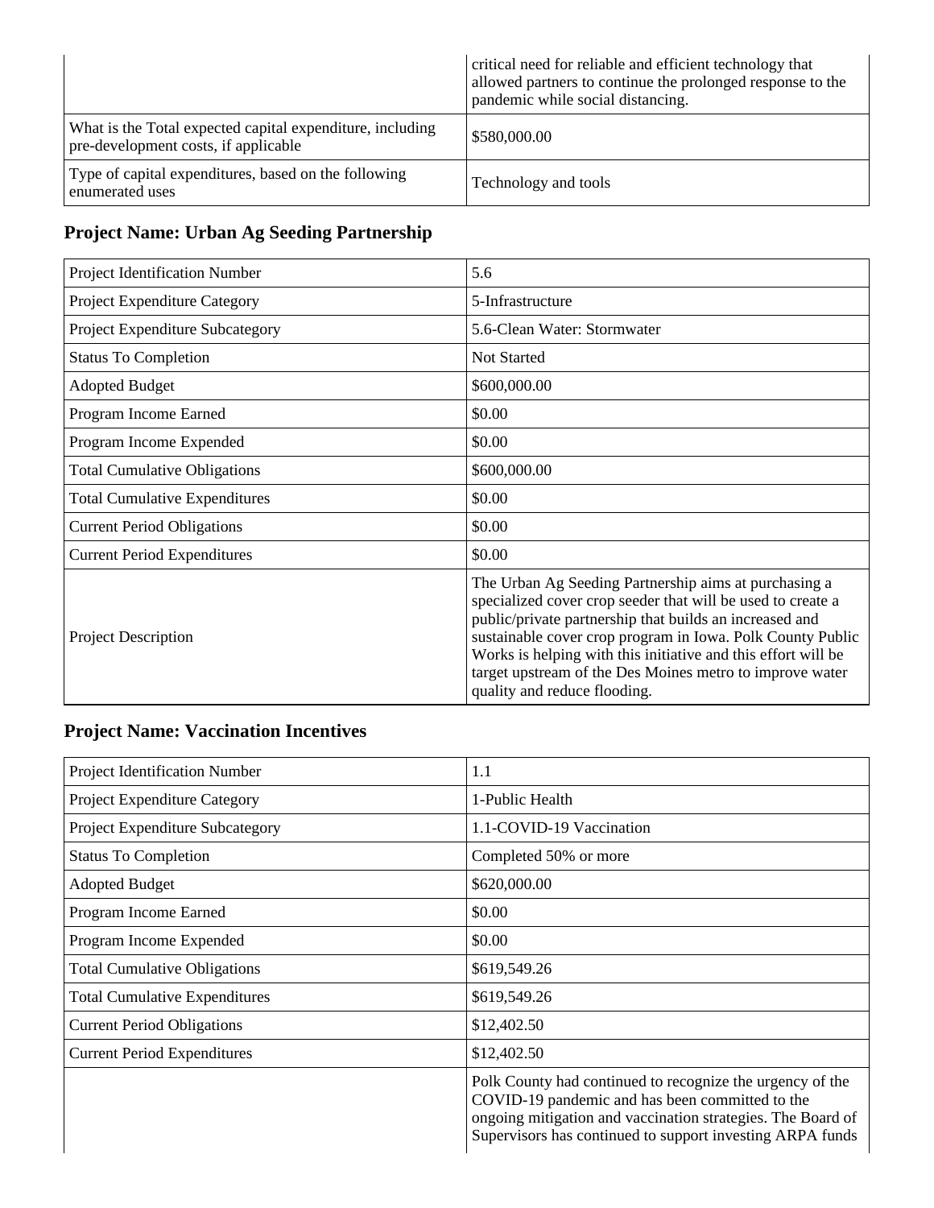| | |
|---|---|
| | critical need for reliable and efficient technology that allowed partners to continue the prolonged response to the pandemic while social distancing. |
| What is the Total expected capital expenditure, including pre-development costs, if applicable | $580,000.00 |
| Type of capital expenditures, based on the following enumerated uses | Technology and tools |

## Project Name: Urban Ag Seeding Partnership

| | |
|---|---|
| Project Identification Number | 5.6 |
| Project Expenditure Category | 5-Infrastructure |
| Project Expenditure Subcategory | 5.6-Clean Water: Stormwater |
| Status To Completion | Not Started |
| Adopted Budget | $600,000.00 |
| Program Income Earned | $0.00 |
| Program Income Expended | $0.00 |
| Total Cumulative Obligations | $600,000.00 |
| Total Cumulative Expenditures | $0.00 |
| Current Period Obligations | $0.00 |
| Current Period Expenditures | $0.00 |
| Project Description | The Urban Ag Seeding Partnership aims at purchasing a specialized cover crop seeder that will be used to create a public/private partnership that builds an increased and sustainable cover crop program in Iowa. Polk County Public Works is helping with this initiative and this effort will be target upstream of the Des Moines metro to improve water quality and reduce flooding. |

## Project Name: Vaccination Incentives

| | |
|---|---|
| Project Identification Number | 1.1 |
| Project Expenditure Category | 1-Public Health |
| Project Expenditure Subcategory | 1.1-COVID-19 Vaccination |
| Status To Completion | Completed 50% or more |
| Adopted Budget | $620,000.00 |
| Program Income Earned | $0.00 |
| Program Income Expended | $0.00 |
| Total Cumulative Obligations | $619,549.26 |
| Total Cumulative Expenditures | $619,549.26 |
| Current Period Obligations | $12,402.50 |
| Current Period Expenditures | $12,402.50 |
| | Polk County had continued to recognize the urgency of the COVID-19 pandemic and has been committed to the ongoing mitigation and vaccination strategies. The Board of Supervisors has continued to support investing ARPA funds |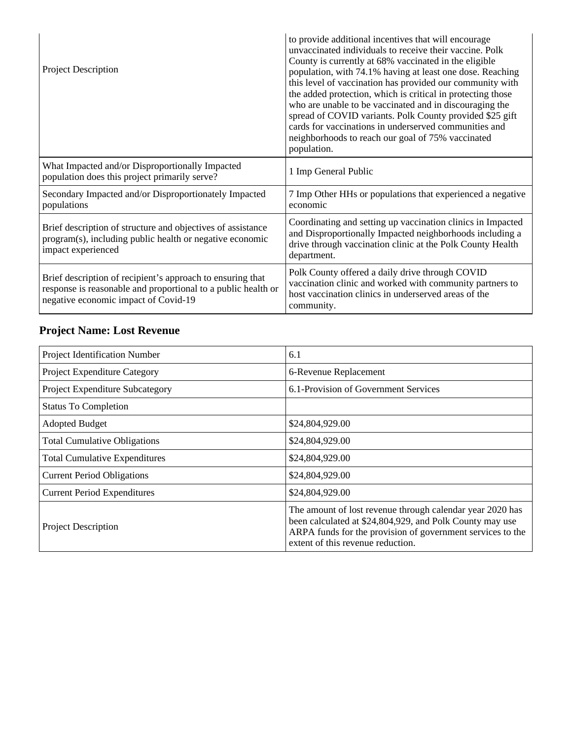| Project Description | to provide additional incentives that will encourage unvaccinated individuals to receive their vaccine. Polk County is currently at 68% vaccinated in the eligible population, with 74.1% having at least one dose. Reaching this level of vaccination has provided our community with the added protection, which is critical in protecting those who are unable to be vaccinated and in discouraging the spread of COVID variants. Polk County provided $25 gift cards for vaccinations in underserved communities and neighborhoods to reach our goal of 75% vaccinated population. |
|---|---|
| What Impacted and/or Disproportionally Impacted population does this project primarily serve? | 1 Imp General Public |
| Secondary Impacted and/or Disproportionately Impacted populations | 7 Imp Other HHs or populations that experienced a negative economic |
| Brief description of structure and objectives of assistance program(s), including public health or negative economic impact experienced | Coordinating and setting up vaccination clinics in Impacted and Disproportionally Impacted neighborhoods including a drive through vaccination clinic at the Polk County Health department. |
| Brief description of recipient's approach to ensuring that response is reasonable and proportional to a public health or negative economic impact of Covid-19 | Polk County offered a daily drive through COVID vaccination clinic and worked with community partners to host vaccination clinics in underserved areas of the community. |

### Project Name: Lost Revenue

| Project Identification Number | 6.1 |
|---|---|
| Project Expenditure Category | 6-Revenue Replacement |
| Project Expenditure Subcategory | 6.1-Provision of Government Services |
| Status To Completion | |
| Adopted Budget | $24,804,929.00 |
| Total Cumulative Obligations | $24,804,929.00 |
| Total Cumulative Expenditures | $24,804,929.00 |
| Current Period Obligations | $24,804,929.00 |
| Current Period Expenditures | $24,804,929.00 |
| Project Description | The amount of lost revenue through calendar year 2020 has been calculated at $24,804,929, and Polk County may use ARPA funds for the provision of government services to the extent of this revenue reduction. |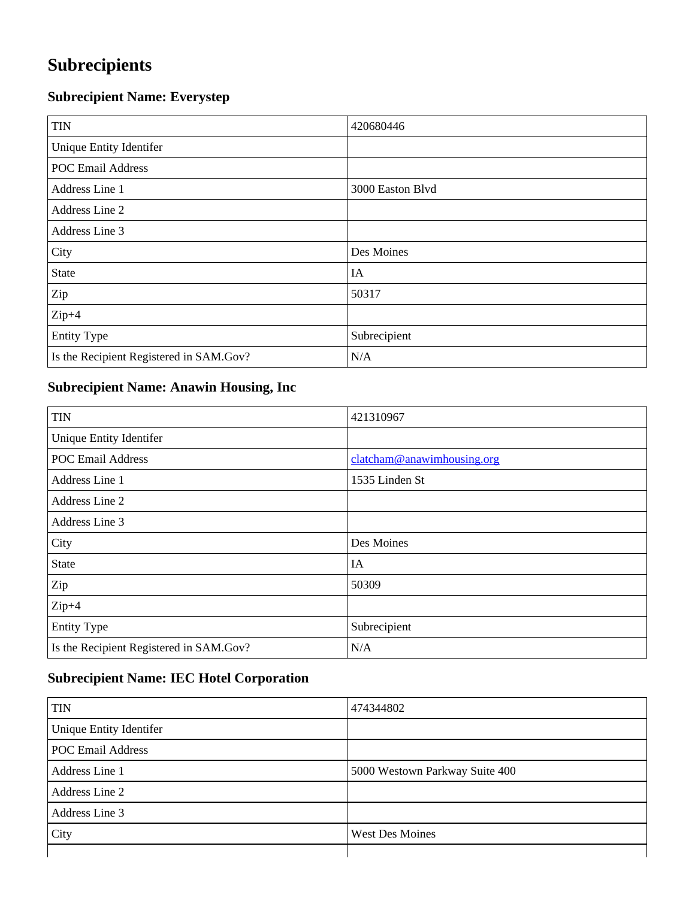# Subrecipients

### Subrecipient Name: Everystep

| TIN | 420680446 |
|---|---|
| Unique Entity Identifer | |
| POC Email Address | |
| Address Line 1 | 3000 Easton Blvd |
| Address Line 2 | |
| Address Line 3 | |
| City | Des Moines |
| State | IA |
| Zip | 50317 |
| Zip+4 | |
| Entity Type | Subrecipient |
| Is the Recipient Registered in SAM.Gov? | N/A |

### Subrecipient Name: Anawin Housing, Inc

| TIN | 421310967 |
|---|---|
| Unique Entity Identifer | |
| POC Email Address | clatcham@anawimhousing.org |
| Address Line 1 | 1535 Linden St |
| Address Line 2 | |
| Address Line 3 | |
| City | Des Moines |
| State | IA |
| Zip | 50309 |
| Zip+4 | |
| Entity Type | Subrecipient |
| Is the Recipient Registered in SAM.Gov? | N/A |

### Subrecipient Name: IEC Hotel Corporation

| TIN | 474344802 |
|---|---|
| Unique Entity Identifer | |
| POC Email Address | |
| Address Line 1 | 5000 Westown Parkway Suite 400 |
| Address Line 2 | |
| Address Line 3 | |
| City | West Des Moines |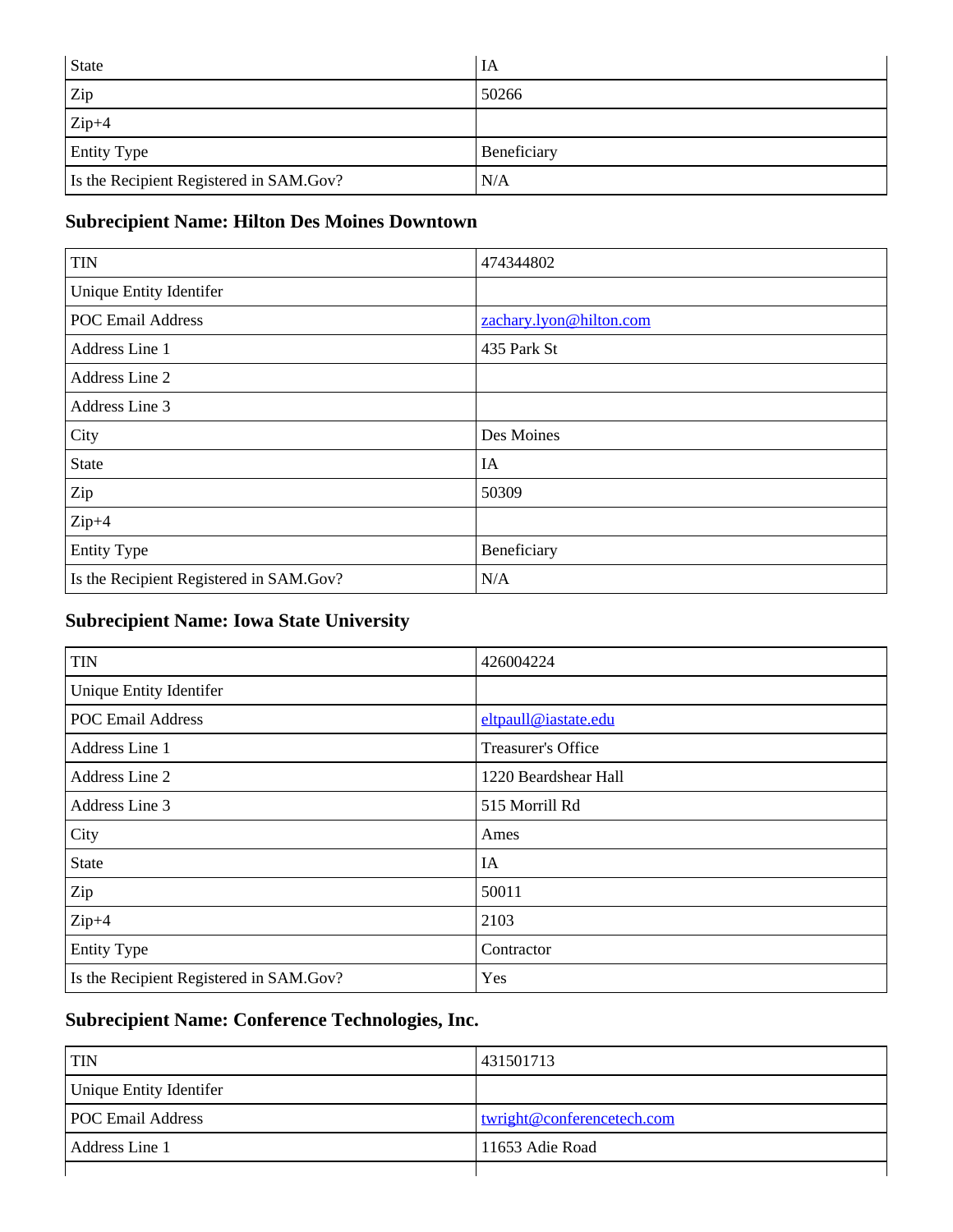| | |
|---|---|
| State | IA |
| Zip | 50266 |
| Zip+4 | |
| Entity Type | Beneficiary |
| Is the Recipient Registered in SAM.Gov? | N/A |

### Subrecipient Name: Hilton Des Moines Downtown

| | |
|---|---|
| TIN | 474344802 |
| Unique Entity Identifer | |
| POC Email Address | zachary.lyon@hilton.com |
| Address Line 1 | 435 Park St |
| Address Line 2 | |
| Address Line 3 | |
| City | Des Moines |
| State | IA |
| Zip | 50309 |
| Zip+4 | |
| Entity Type | Beneficiary |
| Is the Recipient Registered in SAM.Gov? | N/A |

### Subrecipient Name: Iowa State University

| | |
|---|---|
| TIN | 426004224 |
| Unique Entity Identifer | |
| POC Email Address | eltpaull@iastate.edu |
| Address Line 1 | Treasurer's Office |
| Address Line 2 | 1220 Beardshear Hall |
| Address Line 3 | 515 Morrill Rd |
| City | Ames |
| State | IA |
| Zip | 50011 |
| Zip+4 | 2103 |
| Entity Type | Contractor |
| Is the Recipient Registered in SAM.Gov? | Yes |

### Subrecipient Name: Conference Technologies, Inc.

| | |
|---|---|
| TIN | 431501713 |
| Unique Entity Identifer | |
| POC Email Address | twright@conferencetech.com |
| Address Line 1 | 11653 Adie Road |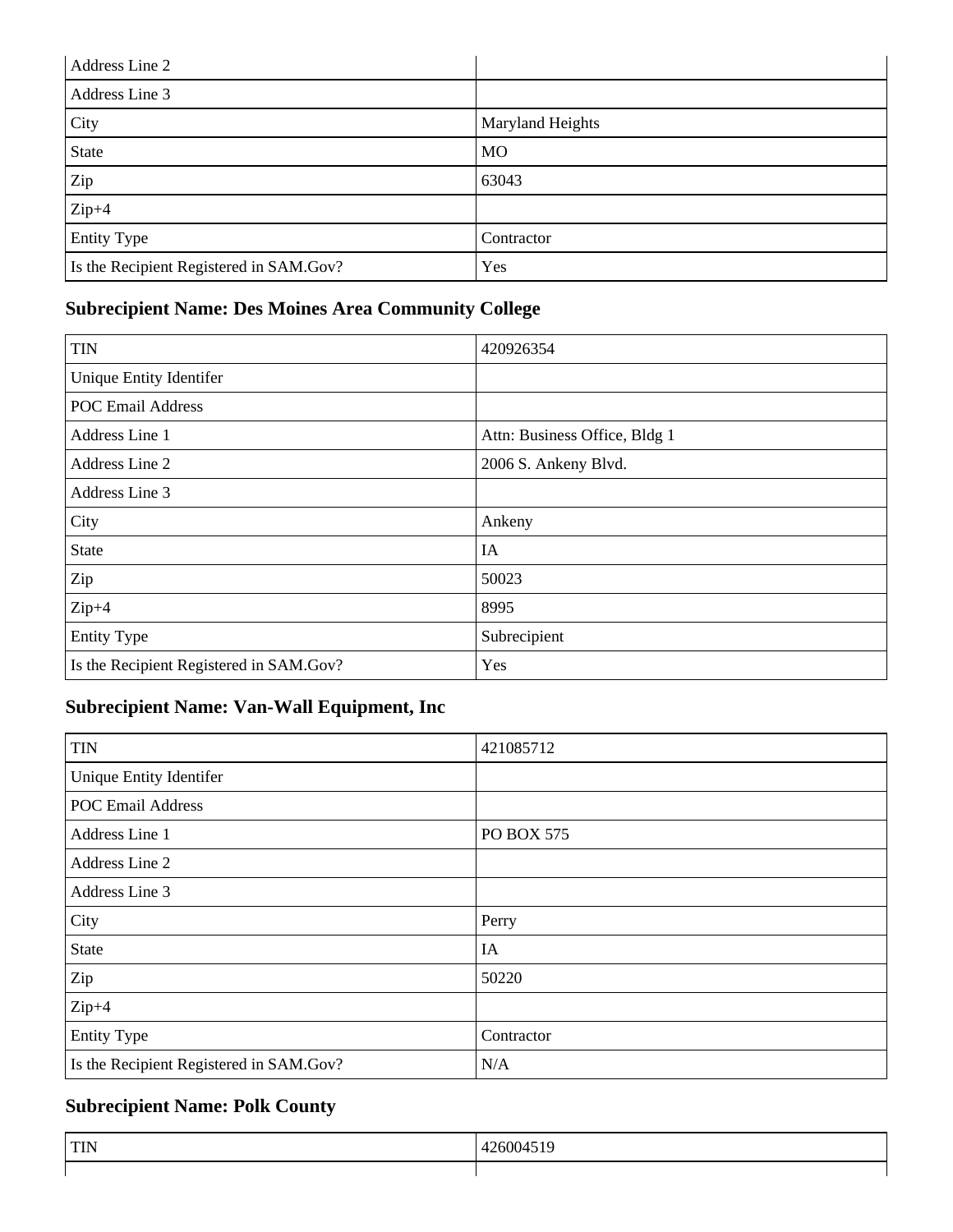| Address Line 2 | |
|---|---|
| Address Line 3 | |
| City | Maryland Heights |
| State | MO |
| Zip | 63043 |
| Zip+4 | |
| Entity Type | Contractor |
| Is the Recipient Registered in SAM.Gov? | Yes |

### Subrecipient Name: Des Moines Area Community College

| TIN | 420926354 |
|---|---|
| Unique Entity Identifer | |
| POC Email Address | |
| Address Line 1 | Attn: Business Office, Bldg 1 |
| Address Line 2 | 2006 S. Ankeny Blvd. |
| Address Line 3 | |
| City | Ankeny |
| State | IA |
| Zip | 50023 |
| Zip+4 | 8995 |
| Entity Type | Subrecipient |
| Is the Recipient Registered in SAM.Gov? | Yes |

### Subrecipient Name: Van-Wall Equipment, Inc

| TIN | 421085712 |
|---|---|
| Unique Entity Identifer | |
| POC Email Address | |
| Address Line 1 | PO BOX 575 |
| Address Line 2 | |
| Address Line 3 | |
| City | Perry |
| State | IA |
| Zip | 50220 |
| Zip+4 | |
| Entity Type | Contractor |
| Is the Recipient Registered in SAM.Gov? | N/A |

### Subrecipient Name: Polk County

| TIN | 426004519 |
|---|---|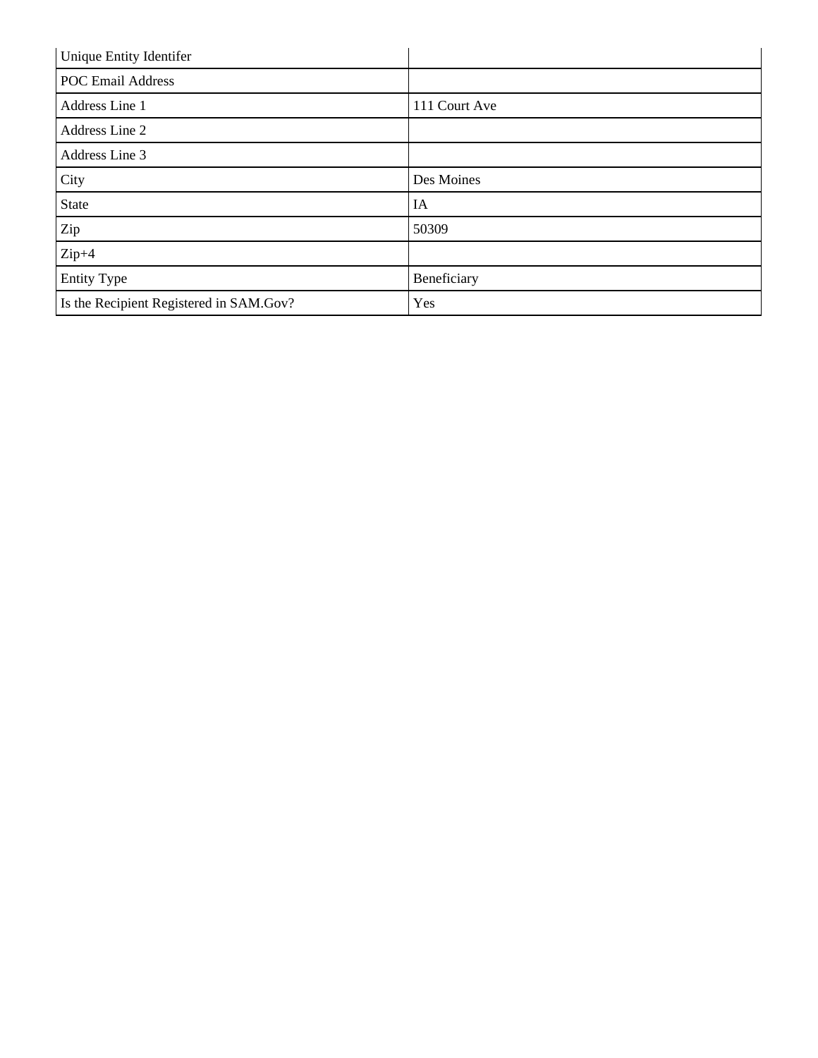| Unique Entity Identifer | |
|---|---|
| POC Email Address | |
| Address Line 1 | 111 Court Ave |
| Address Line 2 | |
| Address Line 3 | |
| City | Des Moines |
| State | IA |
| Zip | 50309 |
| Zip+4 | |
| Entity Type | Beneficiary |
| Is the Recipient Registered in SAM.Gov? | Yes |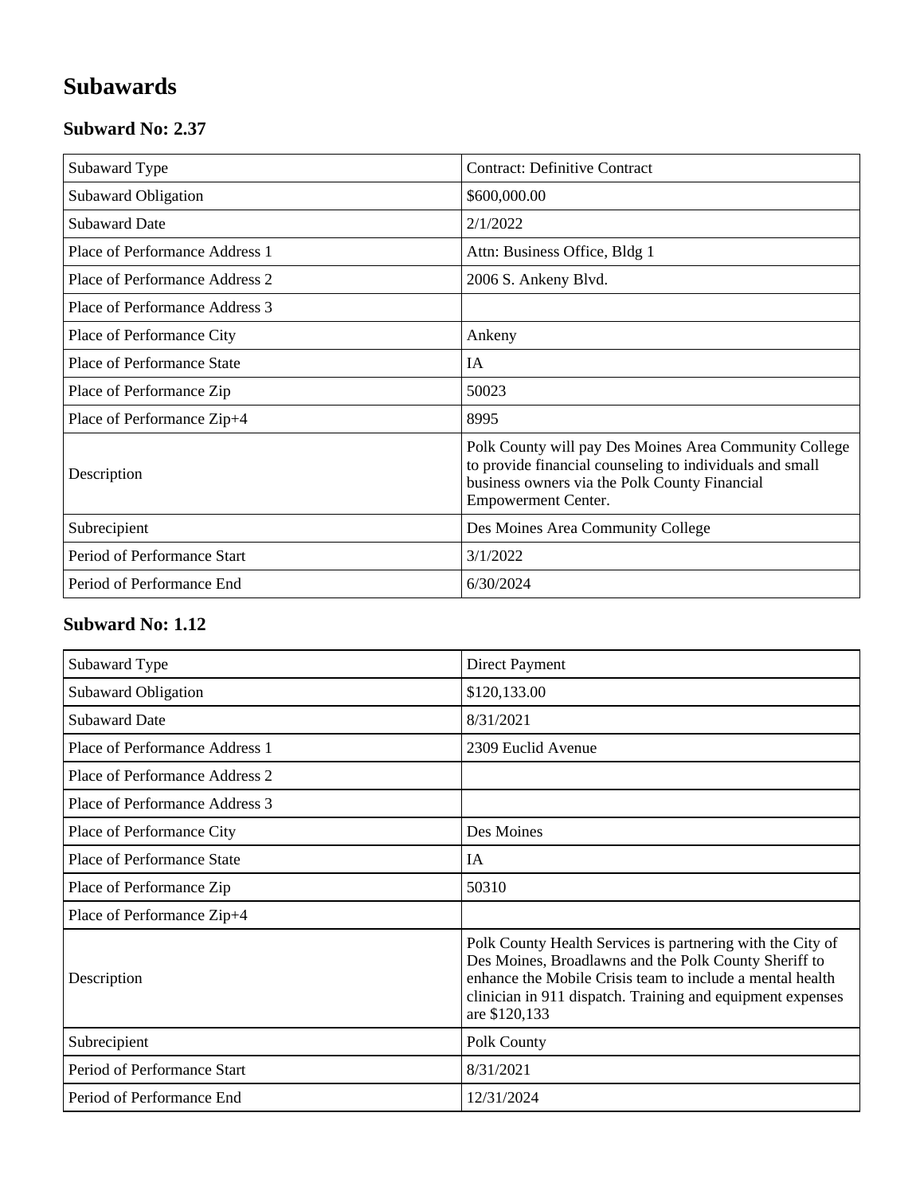# Subawards

## Subward No: 2.37

| | |
|---|---|
| Subaward Type | Contract: Definitive Contract |
| Subaward Obligation | $600,000.00 |
| Subaward Date | 2/1/2022 |
| Place of Performance Address 1 | Attn: Business Office, Bldg 1 |
| Place of Performance Address 2 | 2006 S. Ankeny Blvd. |
| Place of Performance Address 3 | |
| Place of Performance City | Ankeny |
| Place of Performance State | IA |
| Place of Performance Zip | 50023 |
| Place of Performance Zip+4 | 8995 |
| Description | Polk County will pay Des Moines Area Community College to provide financial counseling to individuals and small business owners via the Polk County Financial Empowerment Center. |
| Subrecipient | Des Moines Area Community College |
| Period of Performance Start | 3/1/2022 |
| Period of Performance End | 6/30/2024 |

## Subward No: 1.12

| | |
|---|---|
| Subaward Type | Direct Payment |
| Subaward Obligation | $120,133.00 |
| Subaward Date | 8/31/2021 |
| Place of Performance Address 1 | 2309 Euclid Avenue |
| Place of Performance Address 2 | |
| Place of Performance Address 3 | |
| Place of Performance City | Des Moines |
| Place of Performance State | IA |
| Place of Performance Zip | 50310 |
| Place of Performance Zip+4 | |
| Description | Polk County Health Services is partnering with the City of Des Moines, Broadlawns and the Polk County Sheriff to enhance the Mobile Crisis team to include a mental health clinician in 911 dispatch. Training and equipment expenses are $120,133 |
| Subrecipient | Polk County |
| Period of Performance Start | 8/31/2021 |
| Period of Performance End | 12/31/2024 |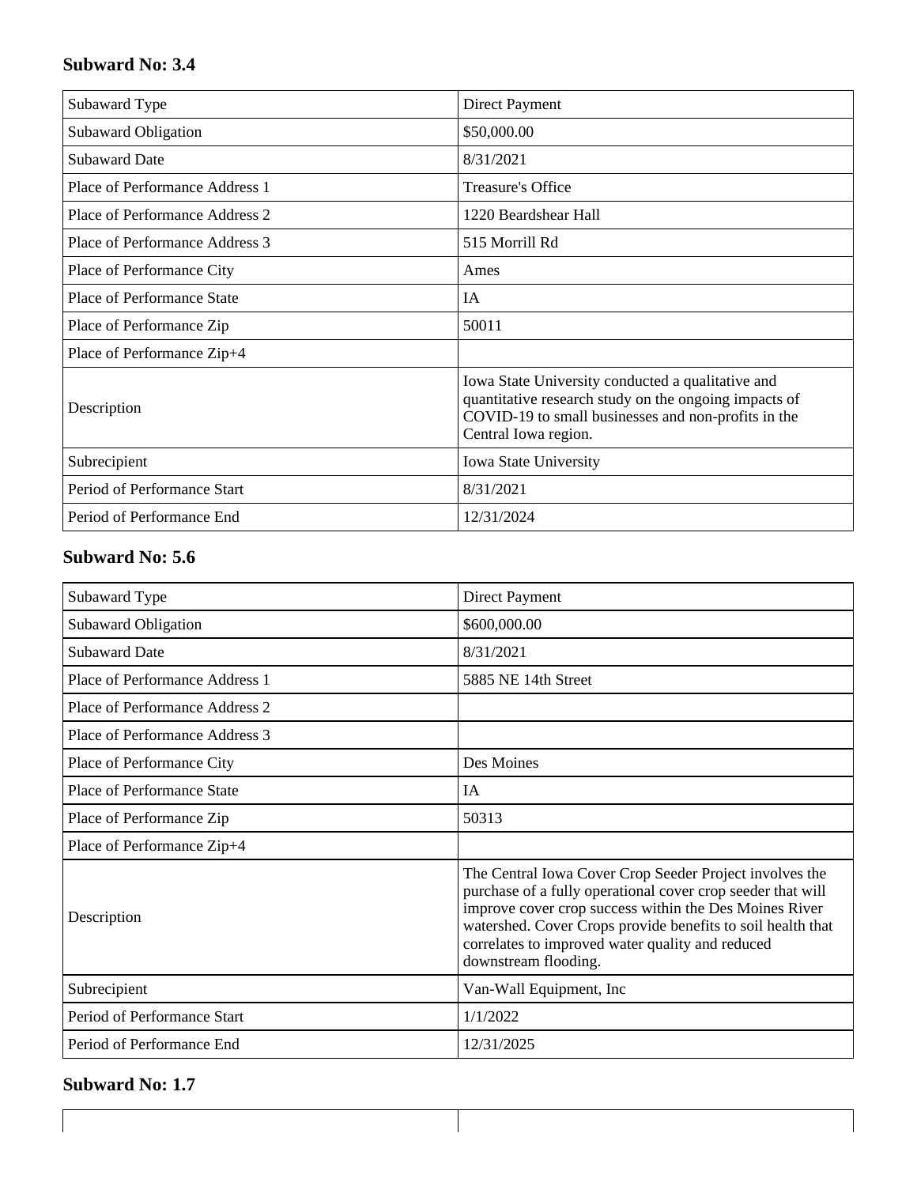### Subward No: 3.4

| | |
|---|---|
| Subaward Type | Direct Payment |
| Subaward Obligation | $50,000.00 |
| Subaward Date | 8/31/2021 |
| Place of Performance Address 1 | Treasure's Office |
| Place of Performance Address 2 | 1220 Beardshear Hall |
| Place of Performance Address 3 | 515 Morrill Rd |
| Place of Performance City | Ames |
| Place of Performance State | IA |
| Place of Performance Zip | 50011 |
| Place of Performance Zip+4 | |
| Description | Iowa State University conducted a qualitative and quantitative research study on the ongoing impacts of COVID-19 to small businesses and non-profits in the Central Iowa region. |
| Subrecipient | Iowa State University |
| Period of Performance Start | 8/31/2021 |
| Period of Performance End | 12/31/2024 |

### Subward No: 5.6

| | |
|---|---|
| Subaward Type | Direct Payment |
| Subaward Obligation | $600,000.00 |
| Subaward Date | 8/31/2021 |
| Place of Performance Address 1 | 5885 NE 14th Street |
| Place of Performance Address 2 | |
| Place of Performance Address 3 | |
| Place of Performance City | Des Moines |
| Place of Performance State | IA |
| Place of Performance Zip | 50313 |
| Place of Performance Zip+4 | |
| Description | The Central Iowa Cover Crop Seeder Project involves the purchase of a fully operational cover crop seeder that will improve cover crop success within the Des Moines River watershed. Cover Crops provide benefits to soil health that correlates to improved water quality and reduced downstream flooding. |
| Subrecipient | Van-Wall Equipment, Inc |
| Period of Performance Start | 1/1/2022 |
| Period of Performance End | 12/31/2025 |

### Subward No: 1.7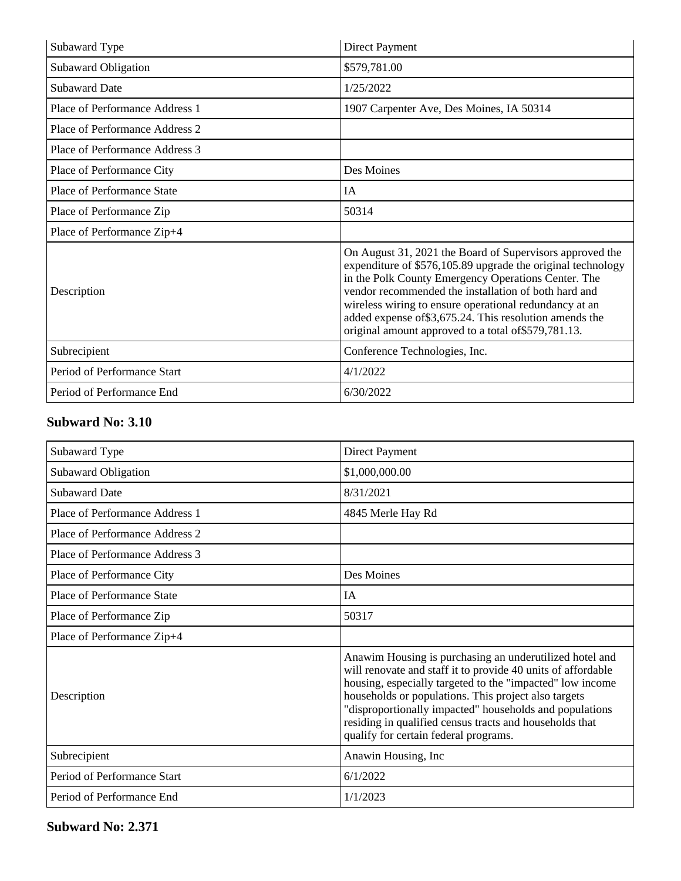| Subaward Type | Direct Payment |
|---|---|
| Subaward Obligation | $579,781.00 |
| Subaward Date | 1/25/2022 |
| Place of Performance Address 1 | 1907 Carpenter Ave, Des Moines, IA 50314 |
| Place of Performance Address 2 | |
| Place of Performance Address 3 | |
| Place of Performance City | Des Moines |
| Place of Performance State | IA |
| Place of Performance Zip | 50314 |
| Place of Performance Zip+4 | |
| Description | On August 31, 2021 the Board of Supervisors approved the expenditure of $576,105.89 upgrade the original technology in the Polk County Emergency Operations Center. The vendor recommended the installation of both hard and wireless wiring to ensure operational redundancy at an added expense of$3,675.24. This resolution amends the original amount approved to a total of$579,781.13. |
| Subrecipient | Conference Technologies, Inc. |
| Period of Performance Start | 4/1/2022 |
| Period of Performance End | 6/30/2022 |

### Subward No: 3.10

| Subaward Type | Direct Payment |
|---|---|
| Subaward Obligation | $1,000,000.00 |
| Subaward Date | 8/31/2021 |
| Place of Performance Address 1 | 4845 Merle Hay Rd |
| Place of Performance Address 2 | |
| Place of Performance Address 3 | |
| Place of Performance City | Des Moines |
| Place of Performance State | IA |
| Place of Performance Zip | 50317 |
| Place of Performance Zip+4 | |
| Description | Anawim Housing is purchasing an underutilized hotel and will renovate and staff it to provide 40 units of affordable housing, especially targeted to the "impacted" low income households or populations. This project also targets "disproportionally impacted" households and populations residing in qualified census tracts and households that qualify for certain federal programs. |
| Subrecipient | Anawin Housing, Inc |
| Period of Performance Start | 6/1/2022 |
| Period of Performance End | 1/1/2023 |

### Subward No: 2.371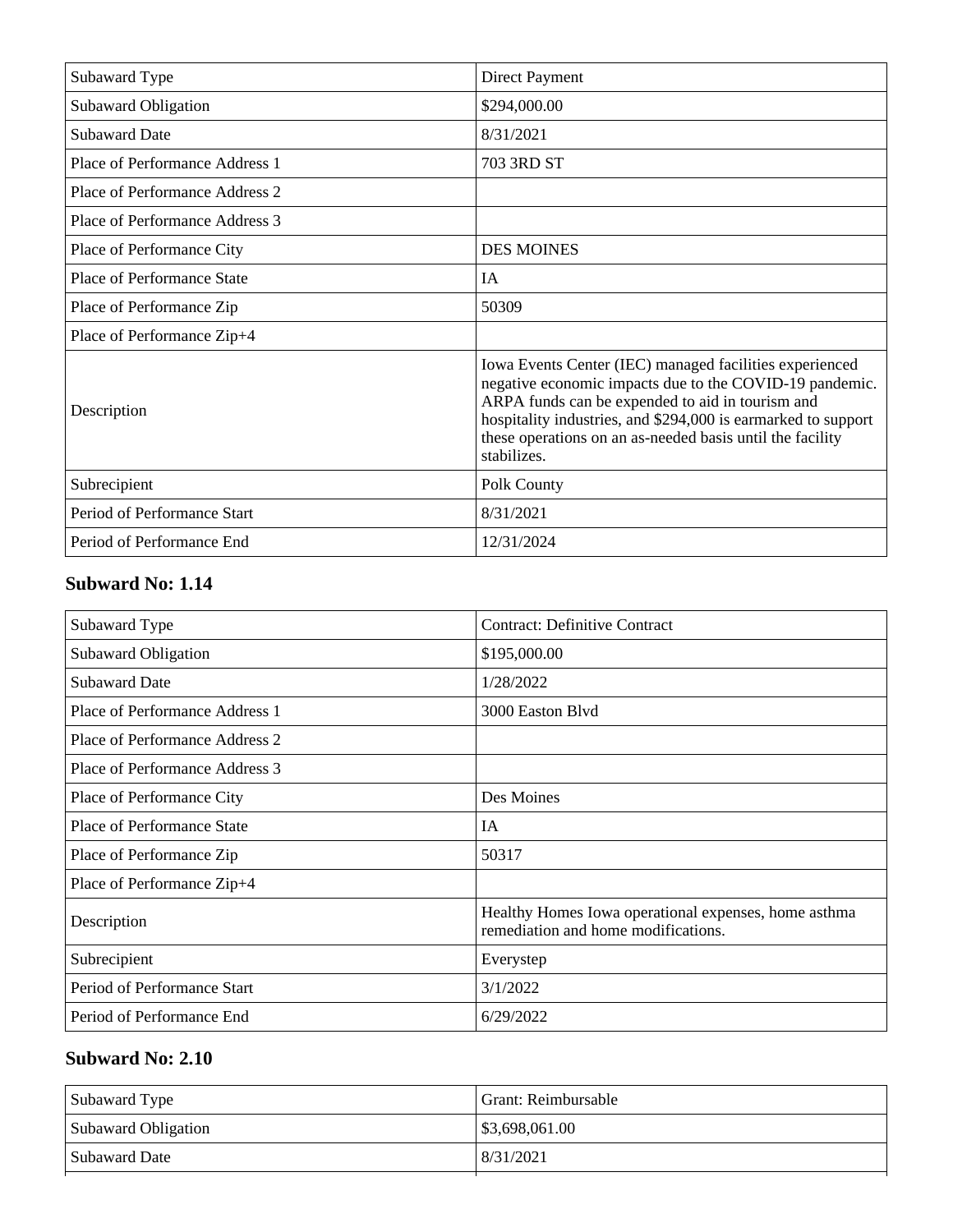| | |
|---|---|
| Subaward Type | Direct Payment |
| Subaward Obligation | $294,000.00 |
| Subaward Date | 8/31/2021 |
| Place of Performance Address 1 | 703 3RD ST |
| Place of Performance Address 2 | |
| Place of Performance Address 3 | |
| Place of Performance City | DES MOINES |
| Place of Performance State | IA |
| Place of Performance Zip | 50309 |
| Place of Performance Zip+4 | |
| Description | Iowa Events Center (IEC) managed facilities experienced negative economic impacts due to the COVID-19 pandemic. ARPA funds can be expended to aid in tourism and hospitality industries, and $294,000 is earmarked to support these operations on an as-needed basis until the facility stabilizes. |
| Subrecipient | Polk County |
| Period of Performance Start | 8/31/2021 |
| Period of Performance End | 12/31/2024 |

### Subward No: 1.14

| | |
|---|---|
| Subaward Type | Contract: Definitive Contract |
| Subaward Obligation | $195,000.00 |
| Subaward Date | 1/28/2022 |
| Place of Performance Address 1 | 3000 Easton Blvd |
| Place of Performance Address 2 | |
| Place of Performance Address 3 | |
| Place of Performance City | Des Moines |
| Place of Performance State | IA |
| Place of Performance Zip | 50317 |
| Place of Performance Zip+4 | |
| Description | Healthy Homes Iowa operational expenses, home asthma remediation and home modifications. |
| Subrecipient | Everystep |
| Period of Performance Start | 3/1/2022 |
| Period of Performance End | 6/29/2022 |

### Subward No: 2.10

| | |
|---|---|
| Subaward Type | Grant: Reimbursable |
| Subaward Obligation | $3,698,061.00 |
| Subaward Date | 8/31/2021 |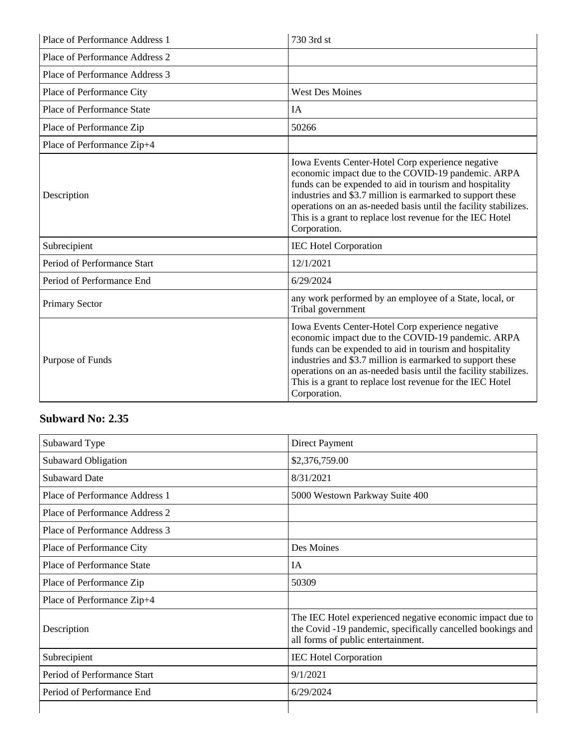| Place of Performance Address 1 | 730 3rd st |
|---|---|
| Place of Performance Address 2 | |
| Place of Performance Address 3 | |
| Place of Performance City | West Des Moines |
| Place of Performance State | IA |
| Place of Performance Zip | 50266 |
| Place of Performance Zip+4 | |
| Description | Iowa Events Center-Hotel Corp experience negative economic impact due to the COVID-19 pandemic. ARPA funds can be expended to aid in tourism and hospitality industries and $3.7 million is earmarked to support these operations on an as-needed basis until the facility stabilizes. This is a grant to replace lost revenue for the IEC Hotel Corporation. |
| Subrecipient | IEC Hotel Corporation |
| Period of Performance Start | 12/1/2021 |
| Period of Performance End | 6/29/2024 |
| Primary Sector | any work performed by an employee of a State, local, or Tribal government |
| Purpose of Funds | Iowa Events Center-Hotel Corp experience negative economic impact due to the COVID-19 pandemic. ARPA funds can be expended to aid in tourism and hospitality industries and $3.7 million is earmarked to support these operations on an as-needed basis until the facility stabilizes. This is a grant to replace lost revenue for the IEC Hotel Corporation. |

### Subward No: 2.35

| Subaward Type | Direct Payment |
|---|---|
| Subaward Obligation | $2,376,759.00 |
| Subaward Date | 8/31/2021 |
| Place of Performance Address 1 | 5000 Westown Parkway Suite 400 |
| Place of Performance Address 2 | |
| Place of Performance Address 3 | |
| Place of Performance City | Des Moines |
| Place of Performance State | IA |
| Place of Performance Zip | 50309 |
| Place of Performance Zip+4 | |
| Description | The IEC Hotel experienced negative economic impact due to the Covid -19 pandemic, specifically cancelled bookings and all forms of public entertainment. |
| Subrecipient | IEC Hotel Corporation |
| Period of Performance Start | 9/1/2021 |
| Period of Performance End | 6/29/2024 |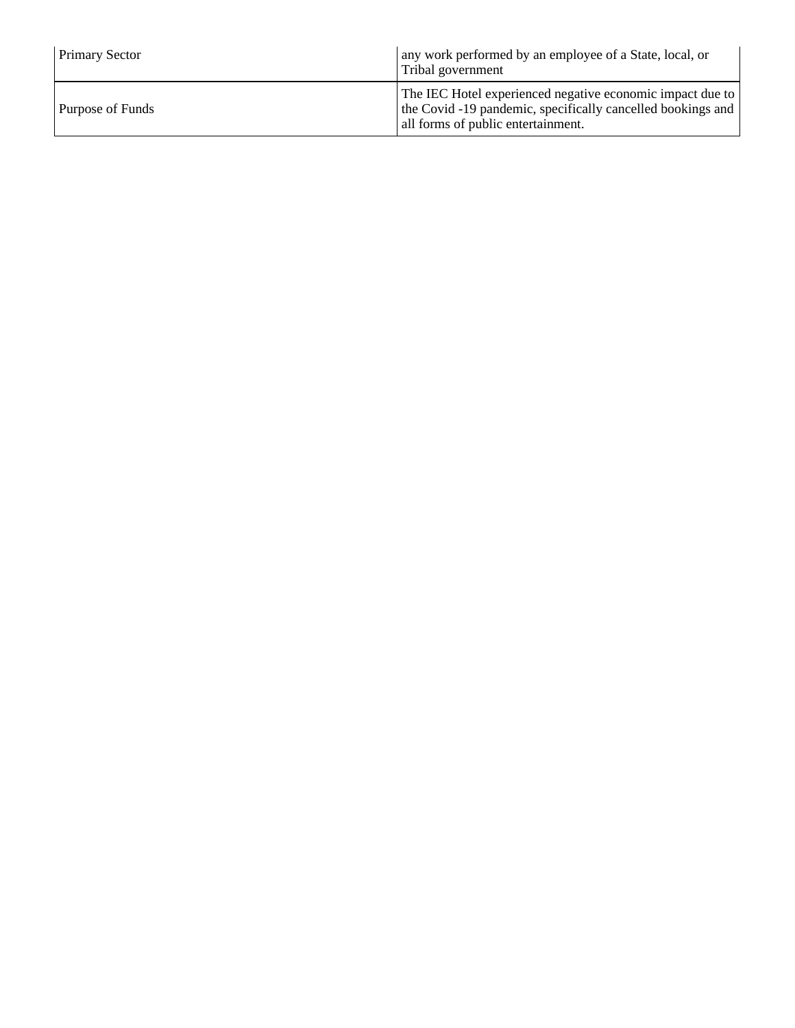| Primary Sector | any work performed by an employee of a State, local, or Tribal government |
| --- | --- |
| Purpose of Funds | The IEC Hotel experienced negative economic impact due to the Covid -19 pandemic, specifically cancelled bookings and all forms of public entertainment. |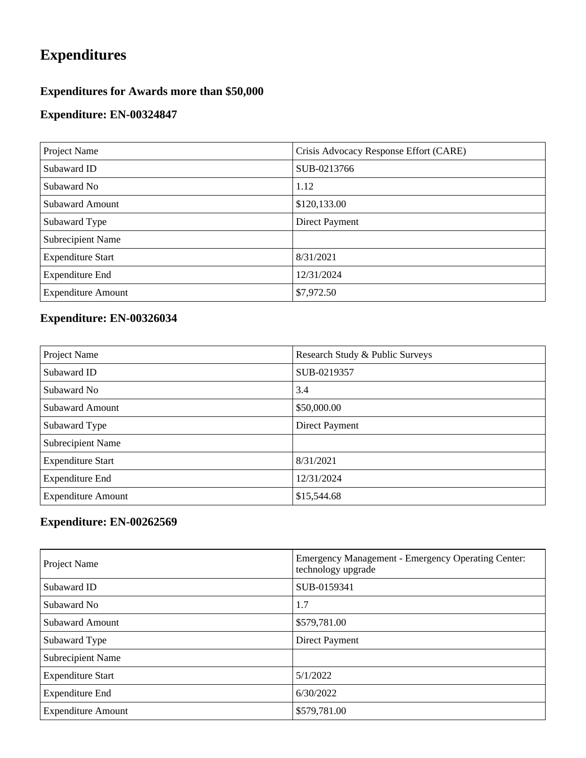# Expenditures

### Expenditures for Awards more than $50,000

### Expenditure: EN-00324847

| | |
|---|---|
| Project Name | Crisis Advocacy Response Effort (CARE) |
| Subaward ID | SUB-0213766 |
| Subaward No | 1.12 |
| Subaward Amount | $120,133.00 |
| Subaward Type | Direct Payment |
| Subrecipient Name | |
| Expenditure Start | 8/31/2021 |
| Expenditure End | 12/31/2024 |
| Expenditure Amount | $7,972.50 |

### Expenditure: EN-00326034

| | |
|---|---|
| Project Name | Research Study & Public Surveys |
| Subaward ID | SUB-0219357 |
| Subaward No | 3.4 |
| Subaward Amount | $50,000.00 |
| Subaward Type | Direct Payment |
| Subrecipient Name | |
| Expenditure Start | 8/31/2021 |
| Expenditure End | 12/31/2024 |
| Expenditure Amount | $15,544.68 |

### Expenditure: EN-00262569

| | |
|---|---|
| Project Name | Emergency Management - Emergency Operating Center: technology upgrade |
| Subaward ID | SUB-0159341 |
| Subaward No | 1.7 |
| Subaward Amount | $579,781.00 |
| Subaward Type | Direct Payment |
| Subrecipient Name | |
| Expenditure Start | 5/1/2022 |
| Expenditure End | 6/30/2022 |
| Expenditure Amount | $579,781.00 |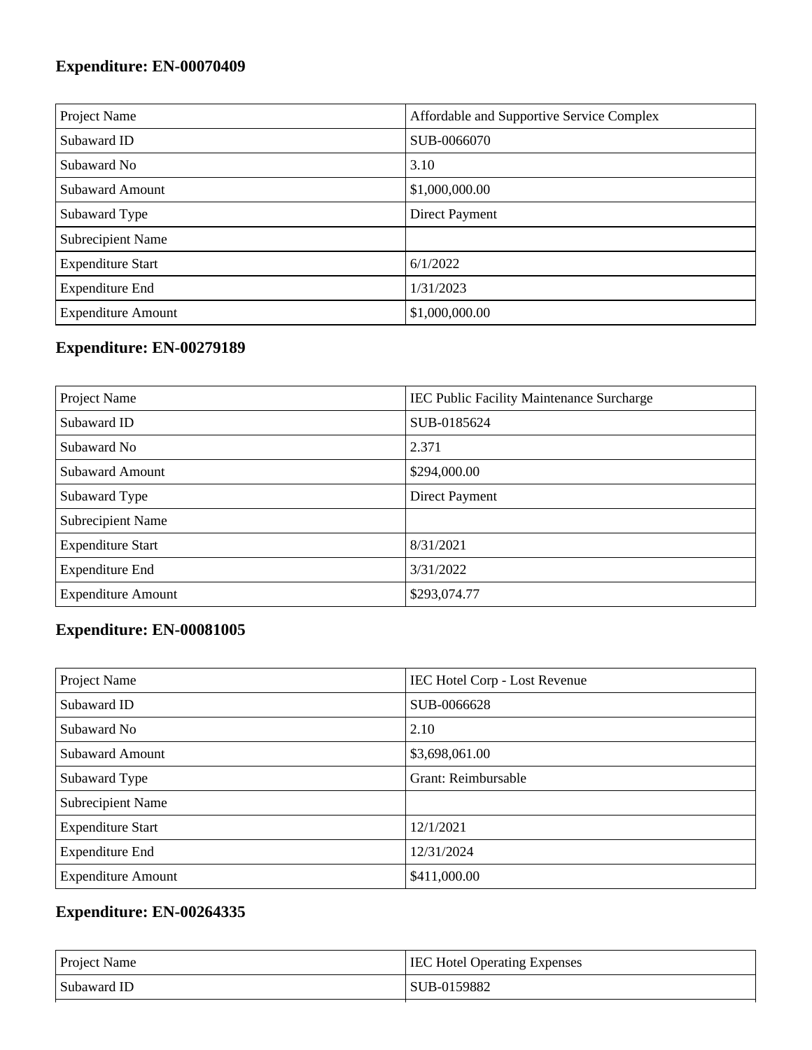### Expenditure: EN-00070409

| Project Name | Affordable and Supportive Service Complex |
| --- | --- |
| Subaward ID | SUB-0066070 |
| Subaward No | 3.10 |
| Subaward Amount | $1,000,000.00 |
| Subaward Type | Direct Payment |
| Subrecipient Name | |
| Expenditure Start | 6/1/2022 |
| Expenditure End | 1/31/2023 |
| Expenditure Amount | $1,000,000.00 |

### Expenditure: EN-00279189

| Project Name | IEC Public Facility Maintenance Surcharge |
| --- | --- |
| Subaward ID | SUB-0185624 |
| Subaward No | 2.371 |
| Subaward Amount | $294,000.00 |
| Subaward Type | Direct Payment |
| Subrecipient Name | |
| Expenditure Start | 8/31/2021 |
| Expenditure End | 3/31/2022 |
| Expenditure Amount | $293,074.77 |

### Expenditure: EN-00081005

| Project Name | IEC Hotel Corp - Lost Revenue |
| --- | --- |
| Subaward ID | SUB-0066628 |
| Subaward No | 2.10 |
| Subaward Amount | $3,698,061.00 |
| Subaward Type | Grant: Reimbursable |
| Subrecipient Name | |
| Expenditure Start | 12/1/2021 |
| Expenditure End | 12/31/2024 |
| Expenditure Amount | $411,000.00 |

### Expenditure: EN-00264335

| Project Name | IEC Hotel Operating Expenses |
| --- | --- |
| Subaward ID | SUB-0159882 |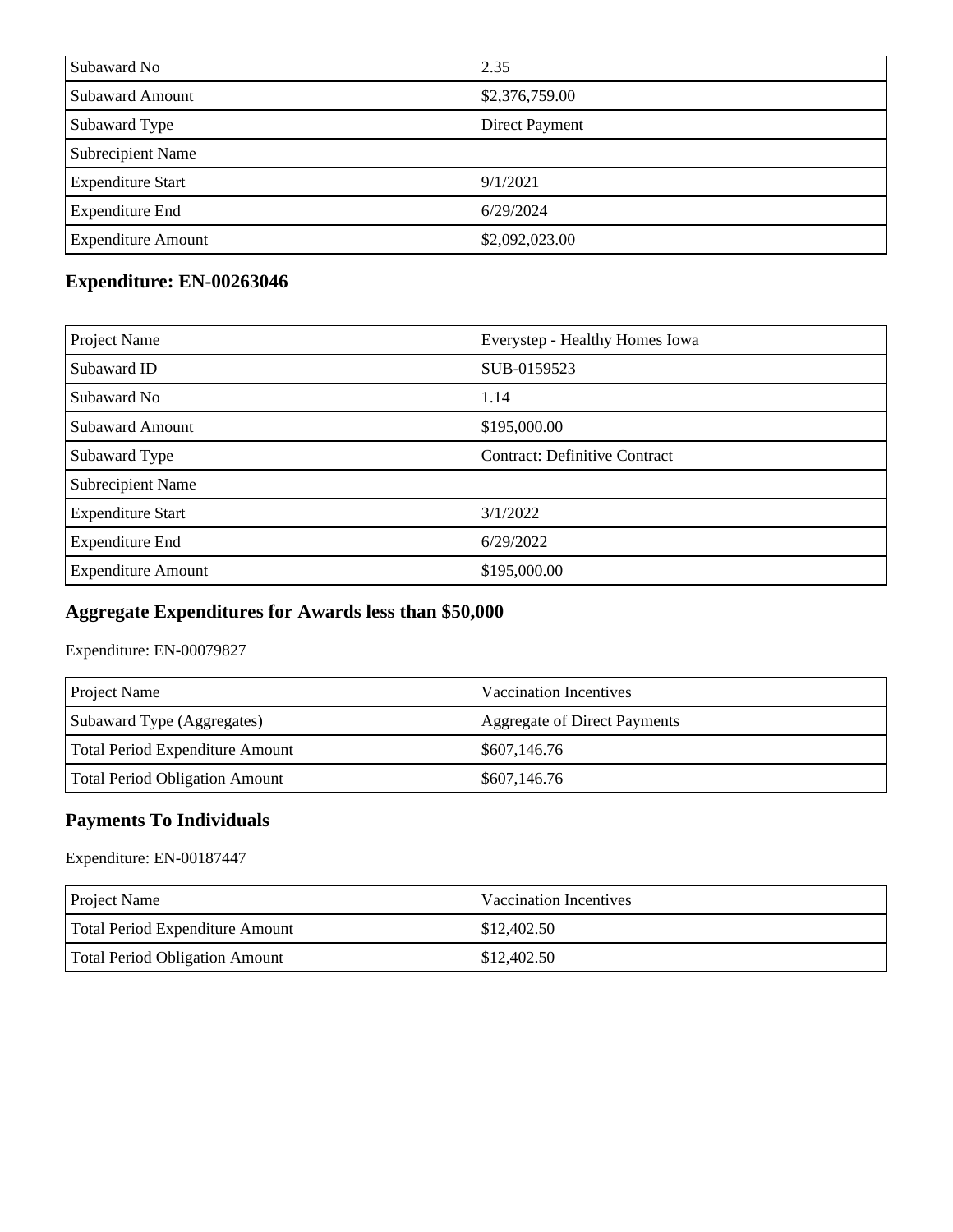| | |
|---|---|
| Subaward No | 2.35 |
| Subaward Amount | $2,376,759.00 |
| Subaward Type | Direct Payment |
| Subrecipient Name | |
| Expenditure Start | 9/1/2021 |
| Expenditure End | 6/29/2024 |
| Expenditure Amount | $2,092,023.00 |

### Expenditure: EN-00263046

| | |
|---|---|
| Project Name | Everystep - Healthy Homes Iowa |
| Subaward ID | SUB-0159523 |
| Subaward No | 1.14 |
| Subaward Amount | $195,000.00 |
| Subaward Type | Contract: Definitive Contract |
| Subrecipient Name | |
| Expenditure Start | 3/1/2022 |
| Expenditure End | 6/29/2022 |
| Expenditure Amount | $195,000.00 |

### Aggregate Expenditures for Awards less than $50,000

Expenditure: EN-00079827

| | |
|---|---|
| Project Name | Vaccination Incentives |
| Subaward Type (Aggregates) | Aggregate of Direct Payments |
| Total Period Expenditure Amount | $607,146.76 |
| Total Period Obligation Amount | $607,146.76 |

### Payments To Individuals

Expenditure: EN-00187447

| | |
|---|---|
| Project Name | Vaccination Incentives |
| Total Period Expenditure Amount | $12,402.50 |
| Total Period Obligation Amount | $12,402.50 |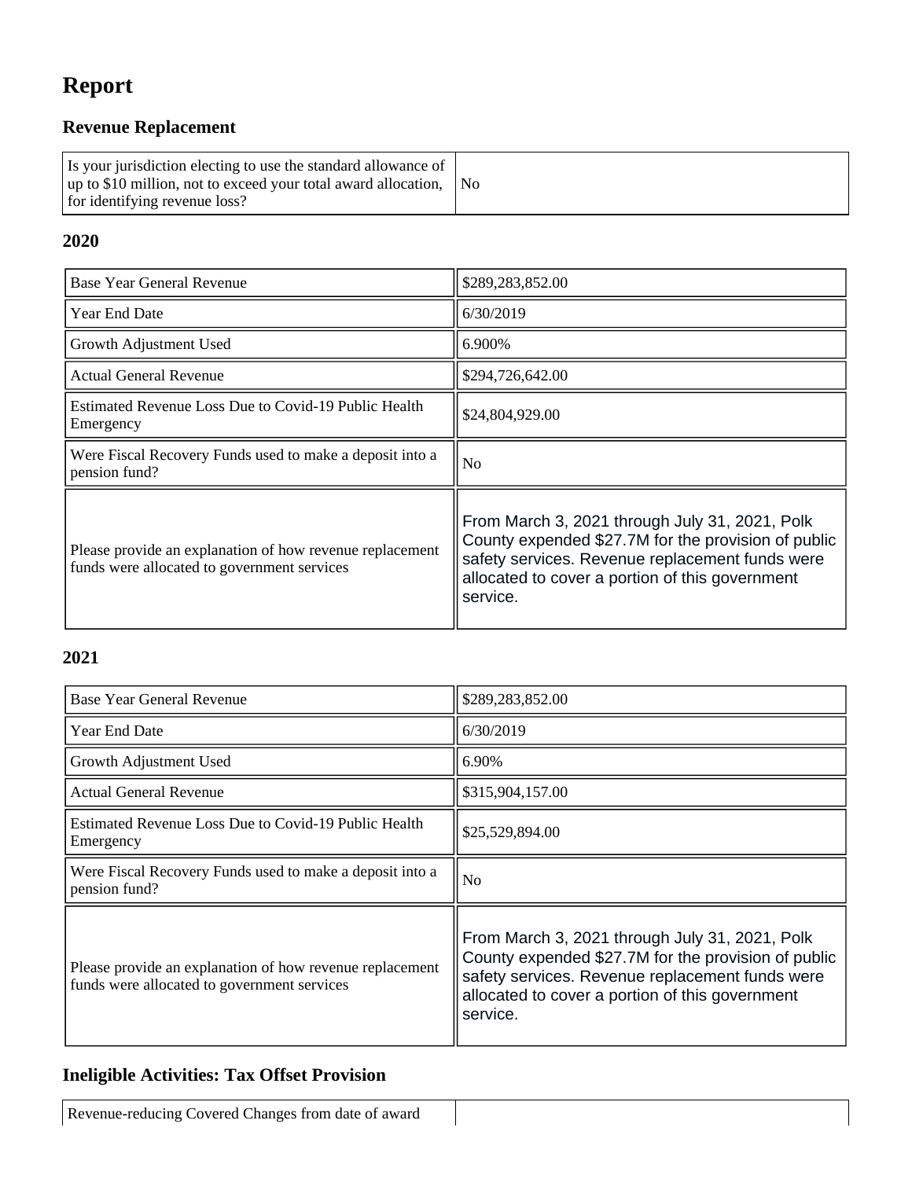# Report

## Revenue Replacement

| | |
|---|---|
| Is your jurisdiction electing to use the standard allowance of up to $10 million, not to exceed your total award allocation, for identifying revenue loss? | No |

### 2020

| | |
|---|---|
| Base Year General Revenue | $289,283,852.00 |
| Year End Date | 6/30/2019 |
| Growth Adjustment Used | 6.900% |
| Actual General Revenue | $294,726,642.00 |
| Estimated Revenue Loss Due to Covid-19 Public Health Emergency | $24,804,929.00 |
| Were Fiscal Recovery Funds used to make a deposit into a pension fund? | No |
| Please provide an explanation of how revenue replacement funds were allocated to government services | From March 3, 2021 through July 31, 2021, Polk County expended $27.7M for the provision of public safety services. Revenue replacement funds were allocated to cover a portion of this government service. |

### 2021

| | |
|---|---|
| Base Year General Revenue | $289,283,852.00 |
| Year End Date | 6/30/2019 |
| Growth Adjustment Used | 6.90% |
| Actual General Revenue | $315,904,157.00 |
| Estimated Revenue Loss Due to Covid-19 Public Health Emergency | $25,529,894.00 |
| Were Fiscal Recovery Funds used to make a deposit into a pension fund? | No |
| Please provide an explanation of how revenue replacement funds were allocated to government services | From March 3, 2021 through July 31, 2021, Polk County expended $27.7M for the provision of public safety services. Revenue replacement funds were allocated to cover a portion of this government service. |

## Ineligible Activities: Tax Offset Provision

| | |
|---|---|
| Revenue-reducing Covered Changes from date of award | |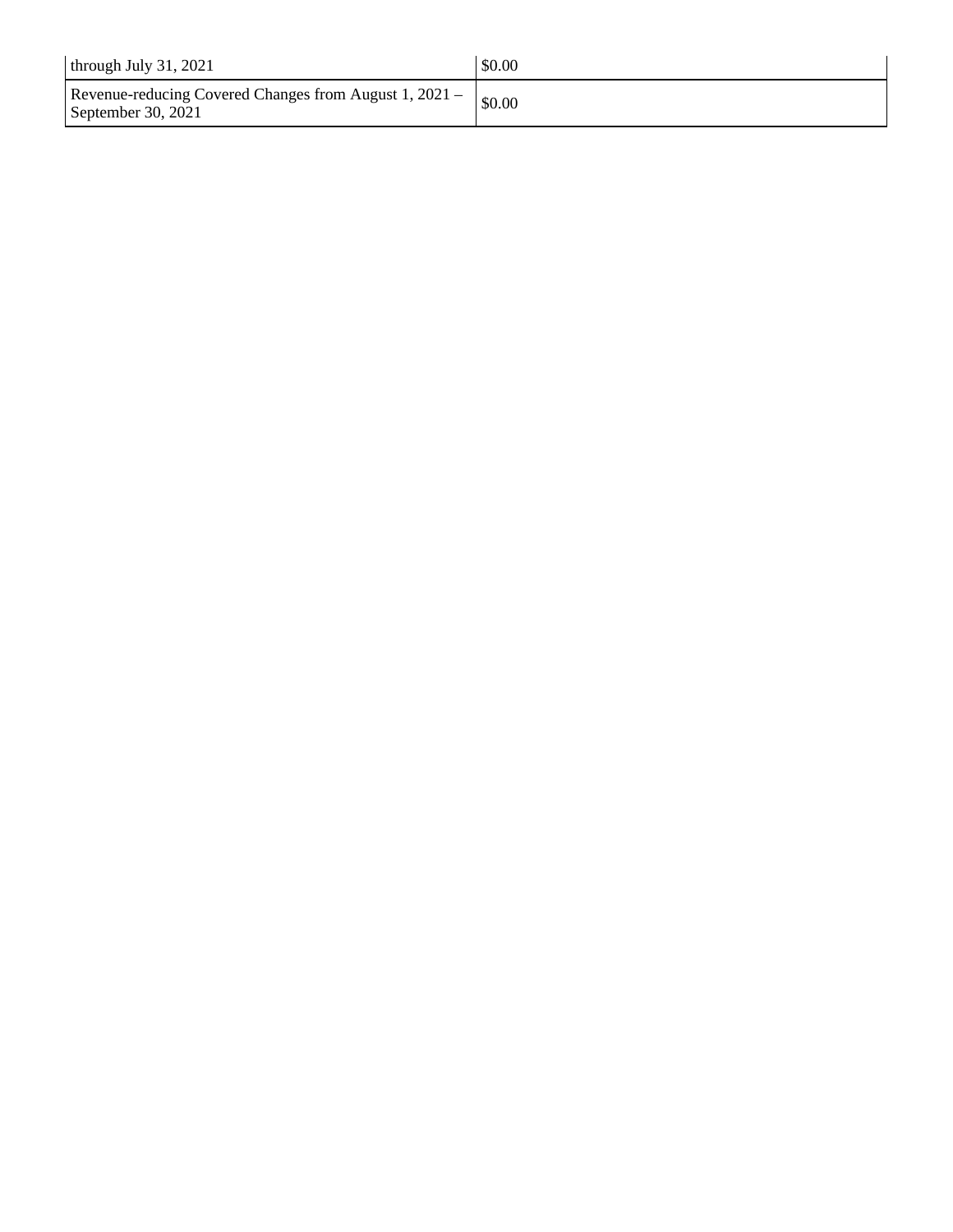| through July 31, 2021 | $0.00 |
|---|---|
| Revenue-reducing Covered Changes from August 1, 2021 – September 30, 2021 | $0.00 |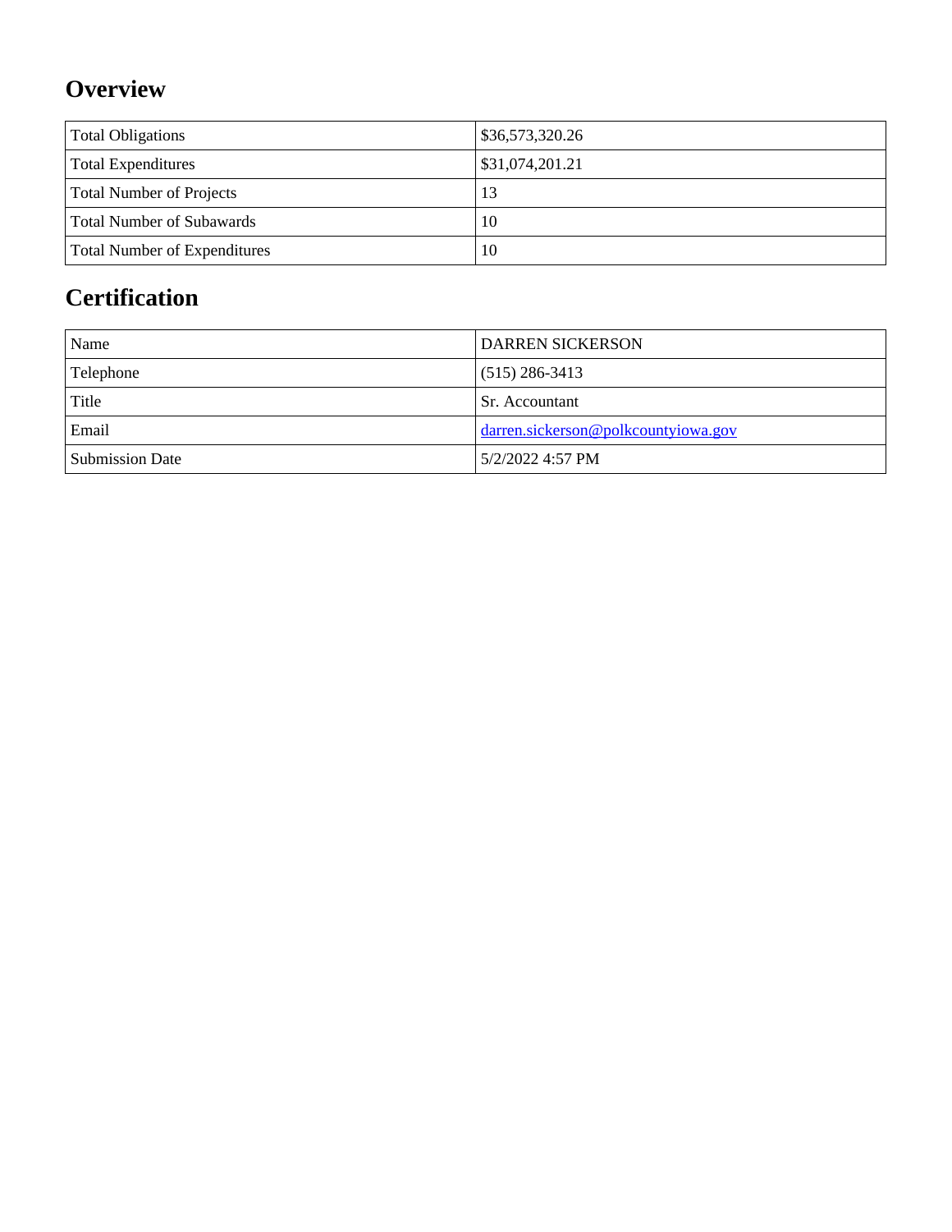## Overview

| | |
|---|---|
| Total Obligations | $36,573,320.26 |
| Total Expenditures | $31,074,201.21 |
| Total Number of Projects | 13 |
| Total Number of Subawards | 10 |
| Total Number of Expenditures | 10 |

## Certification

| | |
|---|---|
| Name | DARREN SICKERSON |
| Telephone | (515) 286-3413 |
| Title | Sr. Accountant |
| Email | darren.sickerson@polkcountyiowa.gov |
| Submission Date | 5/2/2022 4:57 PM |